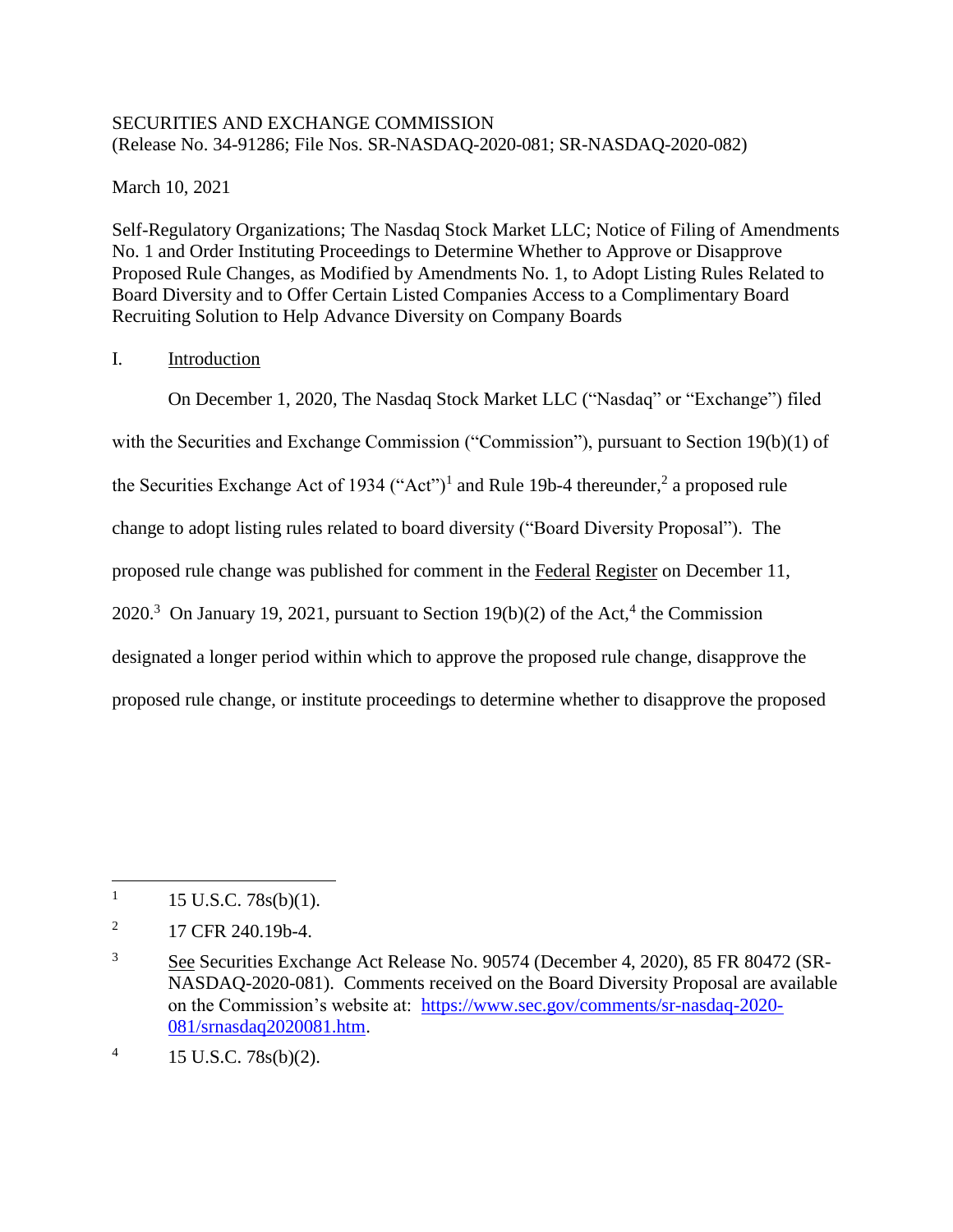SECURITIES AND EXCHANGE COMMISSION
(Release No. 34-91286; File Nos. SR-NASDAQ-2020-081; SR-NASDAQ-2020-082)

March 10, 2021

Self-Regulatory Organizations; The Nasdaq Stock Market LLC; Notice of Filing of Amendments No. 1 and Order Instituting Proceedings to Determine Whether to Approve or Disapprove Proposed Rule Changes, as Modified by Amendments No. 1, to Adopt Listing Rules Related to Board Diversity and to Offer Certain Listed Companies Access to a Complimentary Board Recruiting Solution to Help Advance Diversity on Company Boards

## I. Introduction

On December 1, 2020, The Nasdaq Stock Market LLC ("Nasdaq" or "Exchange") filed with the Securities and Exchange Commission ("Commission"), pursuant to Section 19(b)(1) of the Securities Exchange Act of 1934 ("Act")[1] and Rule 19b-4 thereunder,[2] a proposed rule change to adopt listing rules related to board diversity ("Board Diversity Proposal"). The proposed rule change was published for comment in the Federal Register on December 11, 2020.[3] On January 19, 2021, pursuant to Section 19(b)(2) of the Act,[4] the Commission designated a longer period within which to approve the proposed rule change, disapprove the proposed rule change, or institute proceedings to determine whether to disapprove the proposed

---

1 15 U.S.C. 78s(b)(1).

2 17 CFR 240.19b-4.

3 See Securities Exchange Act Release No. 90574 (December 4, 2020), 85 FR 80472 (SR-NASDAQ-2020-081). Comments received on the Board Diversity Proposal are available on the Commission's website at: https://www.sec.gov/comments/sr-nasdaq-2020-081/srnasdaq2020081.htm.

4 15 U.S.C. 78s(b)(2).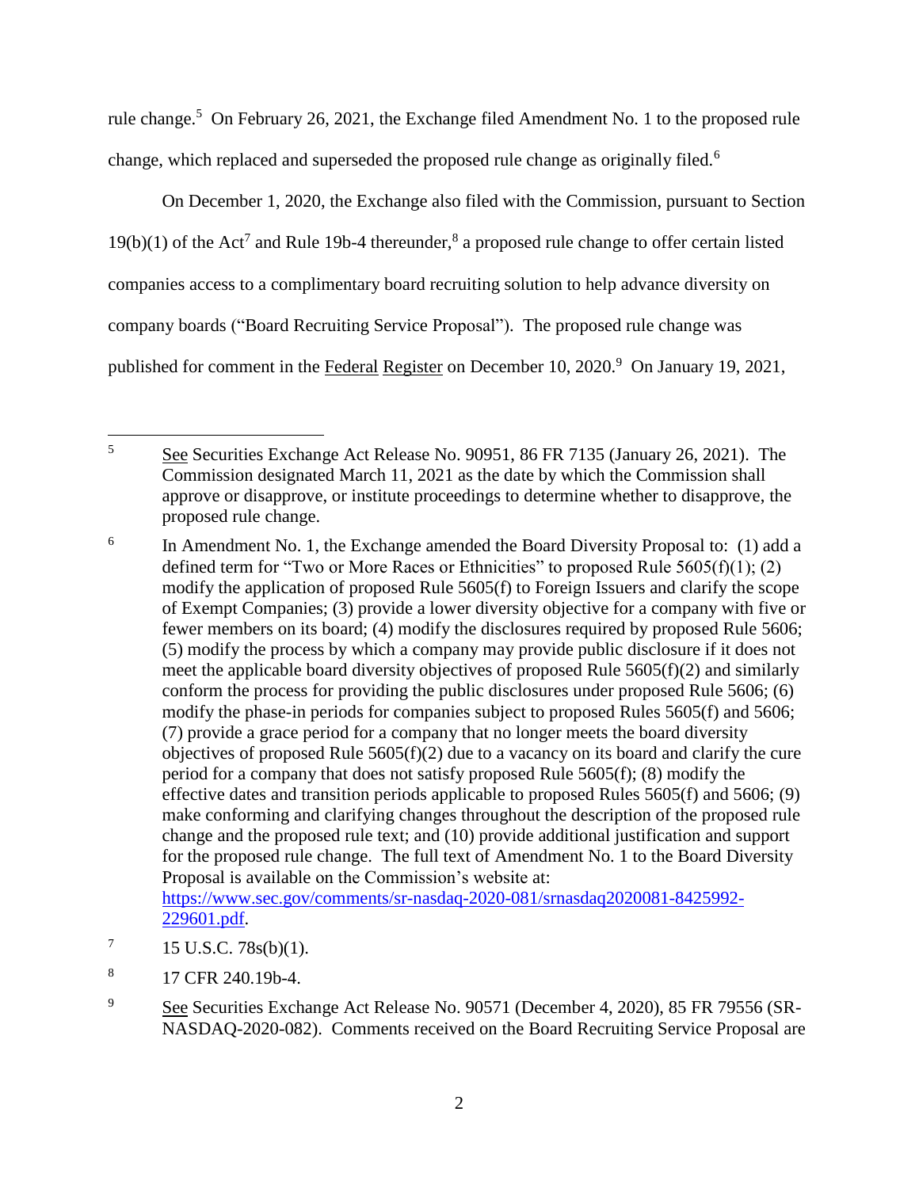rule change.[5] On February 26, 2021, the Exchange filed Amendment No. 1 to the proposed rule change, which replaced and superseded the proposed rule change as originally filed.[6]

On December 1, 2020, the Exchange also filed with the Commission, pursuant to Section 19(b)(1) of the Act[7] and Rule 19b-4 thereunder,[8] a proposed rule change to offer certain listed companies access to a complimentary board recruiting solution to help advance diversity on company boards ("Board Recruiting Service Proposal"). The proposed rule change was published for comment in the Federal Register on December 10, 2020.[9] On January 19, 2021,

---

[5] See Securities Exchange Act Release No. 90951, 86 FR 7135 (January 26, 2021). The Commission designated March 11, 2021 as the date by which the Commission shall approve or disapprove, or institute proceedings to determine whether to disapprove, the proposed rule change.

[6] In Amendment No. 1, the Exchange amended the Board Diversity Proposal to: (1) add a defined term for "Two or More Races or Ethnicities" to proposed Rule 5605(f)(1); (2) modify the application of proposed Rule 5605(f) to Foreign Issuers and clarify the scope of Exempt Companies; (3) provide a lower diversity objective for a company with five or fewer members on its board; (4) modify the disclosures required by proposed Rule 5606; (5) modify the process by which a company may provide public disclosure if it does not meet the applicable board diversity objectives of proposed Rule 5605(f)(2) and similarly conform the process for providing the public disclosures under proposed Rule 5606; (6) modify the phase-in periods for companies subject to proposed Rules 5605(f) and 5606; (7) provide a grace period for a company that no longer meets the board diversity objectives of proposed Rule 5605(f)(2) due to a vacancy on its board and clarify the cure period for a company that does not satisfy proposed Rule 5605(f); (8) modify the effective dates and transition periods applicable to proposed Rules 5605(f) and 5606; (9) make conforming and clarifying changes throughout the description of the proposed rule change and the proposed rule text; and (10) provide additional justification and support for the proposed rule change. The full text of Amendment No. 1 to the Board Diversity Proposal is available on the Commission's website at: https://www.sec.gov/comments/sr-nasdaq-2020-081/srnasdaq2020081-8425992-229601.pdf.

[7] 15 U.S.C. 78s(b)(1).

[8] 17 CFR 240.19b-4.

[9] See Securities Exchange Act Release No. 90571 (December 4, 2020), 85 FR 79556 (SR-NASDAQ-2020-082). Comments received on the Board Recruiting Service Proposal are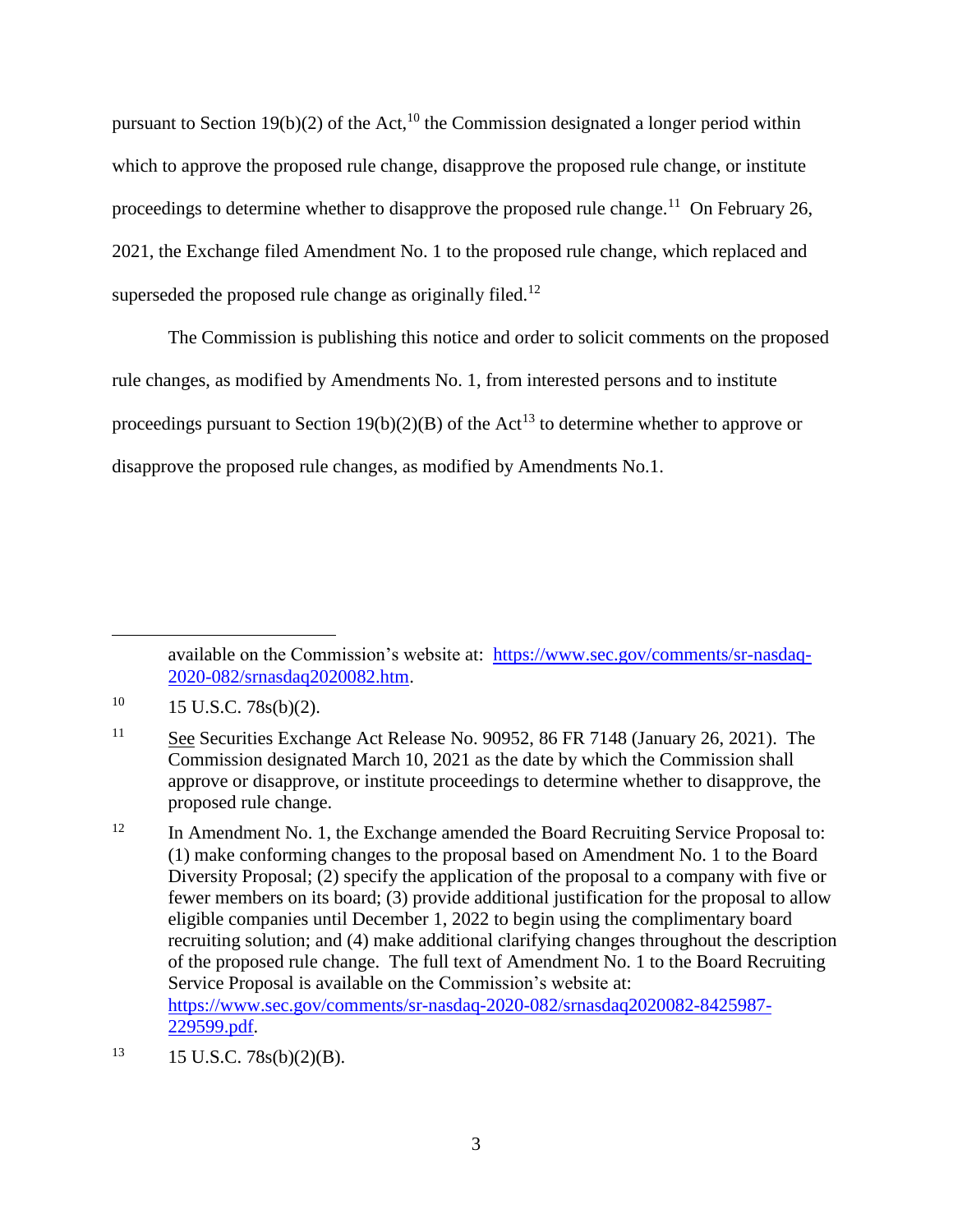pursuant to Section 19(b)(2) of the Act,[10] the Commission designated a longer period within which to approve the proposed rule change, disapprove the proposed rule change, or institute proceedings to determine whether to disapprove the proposed rule change.[11] On February 26, 2021, the Exchange filed Amendment No. 1 to the proposed rule change, which replaced and superseded the proposed rule change as originally filed.[12]

The Commission is publishing this notice and order to solicit comments on the proposed rule changes, as modified by Amendments No. 1, from interested persons and to institute proceedings pursuant to Section 19(b)(2)(B) of the Act[13] to determine whether to approve or disapprove the proposed rule changes, as modified by Amendments No.1.

---

available on the Commission's website at: https://www.sec.gov/comments/sr-nasdaq-2020-082/srnasdaq2020082.htm.

[10] 15 U.S.C. 78s(b)(2).

[11] See Securities Exchange Act Release No. 90952, 86 FR 7148 (January 26, 2021). The Commission designated March 10, 2021 as the date by which the Commission shall approve or disapprove, or institute proceedings to determine whether to disapprove, the proposed rule change.

[12] In Amendment No. 1, the Exchange amended the Board Recruiting Service Proposal to: (1) make conforming changes to the proposal based on Amendment No. 1 to the Board Diversity Proposal; (2) specify the application of the proposal to a company with five or fewer members on its board; (3) provide additional justification for the proposal to allow eligible companies until December 1, 2022 to begin using the complimentary board recruiting solution; and (4) make additional clarifying changes throughout the description of the proposed rule change. The full text of Amendment No. 1 to the Board Recruiting Service Proposal is available on the Commission's website at: https://www.sec.gov/comments/sr-nasdaq-2020-082/srnasdaq2020082-8425987-229599.pdf.

[13] 15 U.S.C. 78s(b)(2)(B).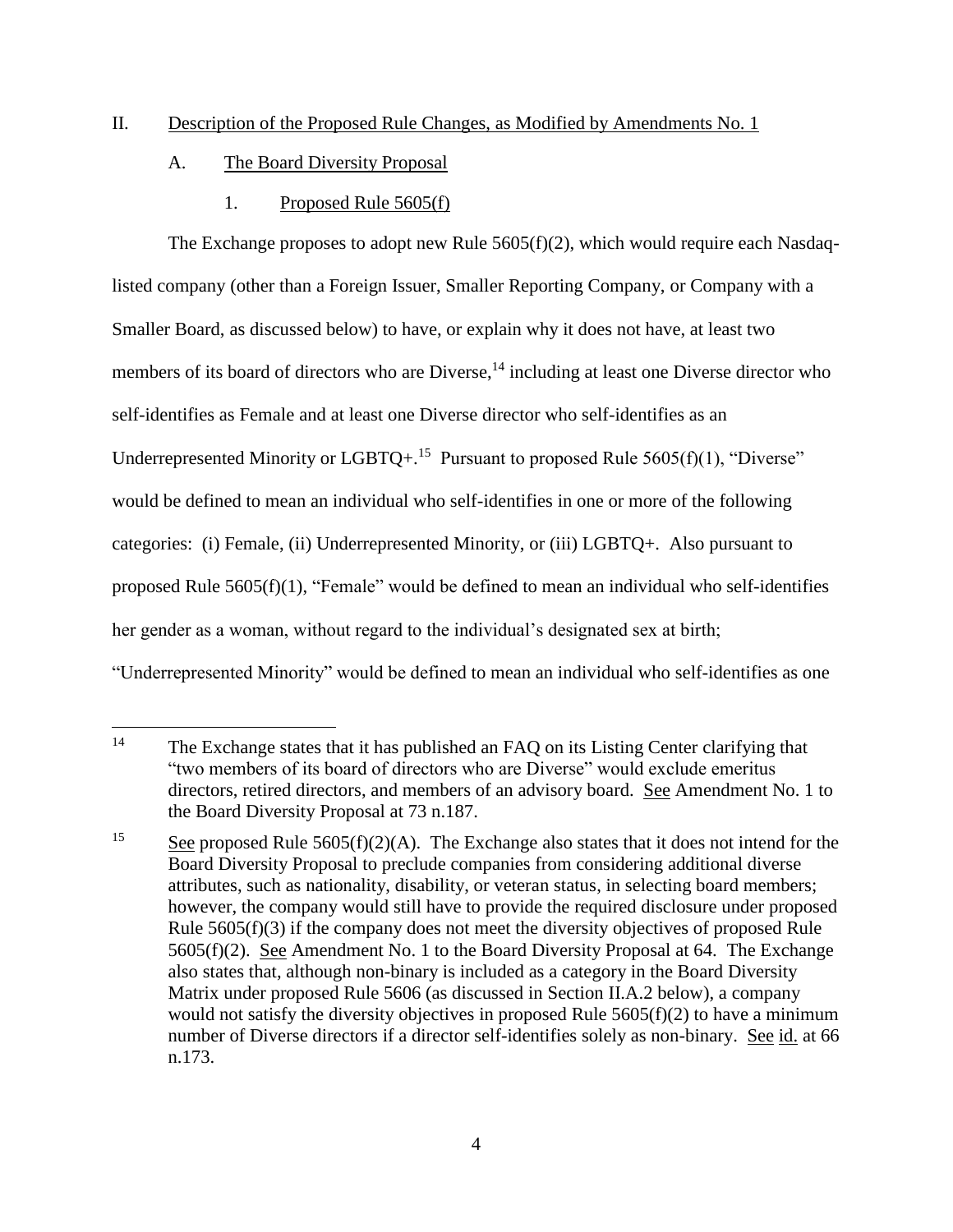## II. Description of the Proposed Rule Changes, as Modified by Amendments No. 1

### A. The Board Diversity Proposal

#### 1. Proposed Rule 5605(f)

The Exchange proposes to adopt new Rule 5605(f)(2), which would require each Nasdaq-listed company (other than a Foreign Issuer, Smaller Reporting Company, or Company with a Smaller Board, as discussed below) to have, or explain why it does not have, at least two members of its board of directors who are Diverse,[14] including at least one Diverse director who self-identifies as Female and at least one Diverse director who self-identifies as an Underrepresented Minority or LGBTQ+.[15] Pursuant to proposed Rule 5605(f)(1), "Diverse" would be defined to mean an individual who self-identifies in one or more of the following categories: (i) Female, (ii) Underrepresented Minority, or (iii) LGBTQ+. Also pursuant to proposed Rule 5605(f)(1), "Female" would be defined to mean an individual who self-identifies her gender as a woman, without regard to the individual's designated sex at birth; "Underrepresented Minority" would be defined to mean an individual who self-identifies as one

---

[14] The Exchange states that it has published an FAQ on its Listing Center clarifying that "two members of its board of directors who are Diverse" would exclude emeritus directors, retired directors, and members of an advisory board. See Amendment No. 1 to the Board Diversity Proposal at 73 n.187.

[15] See proposed Rule 5605(f)(2)(A). The Exchange also states that it does not intend for the Board Diversity Proposal to preclude companies from considering additional diverse attributes, such as nationality, disability, or veteran status, in selecting board members; however, the company would still have to provide the required disclosure under proposed Rule 5605(f)(3) if the company does not meet the diversity objectives of proposed Rule 5605(f)(2). See Amendment No. 1 to the Board Diversity Proposal at 64. The Exchange also states that, although non-binary is included as a category in the Board Diversity Matrix under proposed Rule 5606 (as discussed in Section II.A.2 below), a company would not satisfy the diversity objectives in proposed Rule 5605(f)(2) to have a minimum number of Diverse directors if a director self-identifies solely as non-binary. See id. at 66 n.173.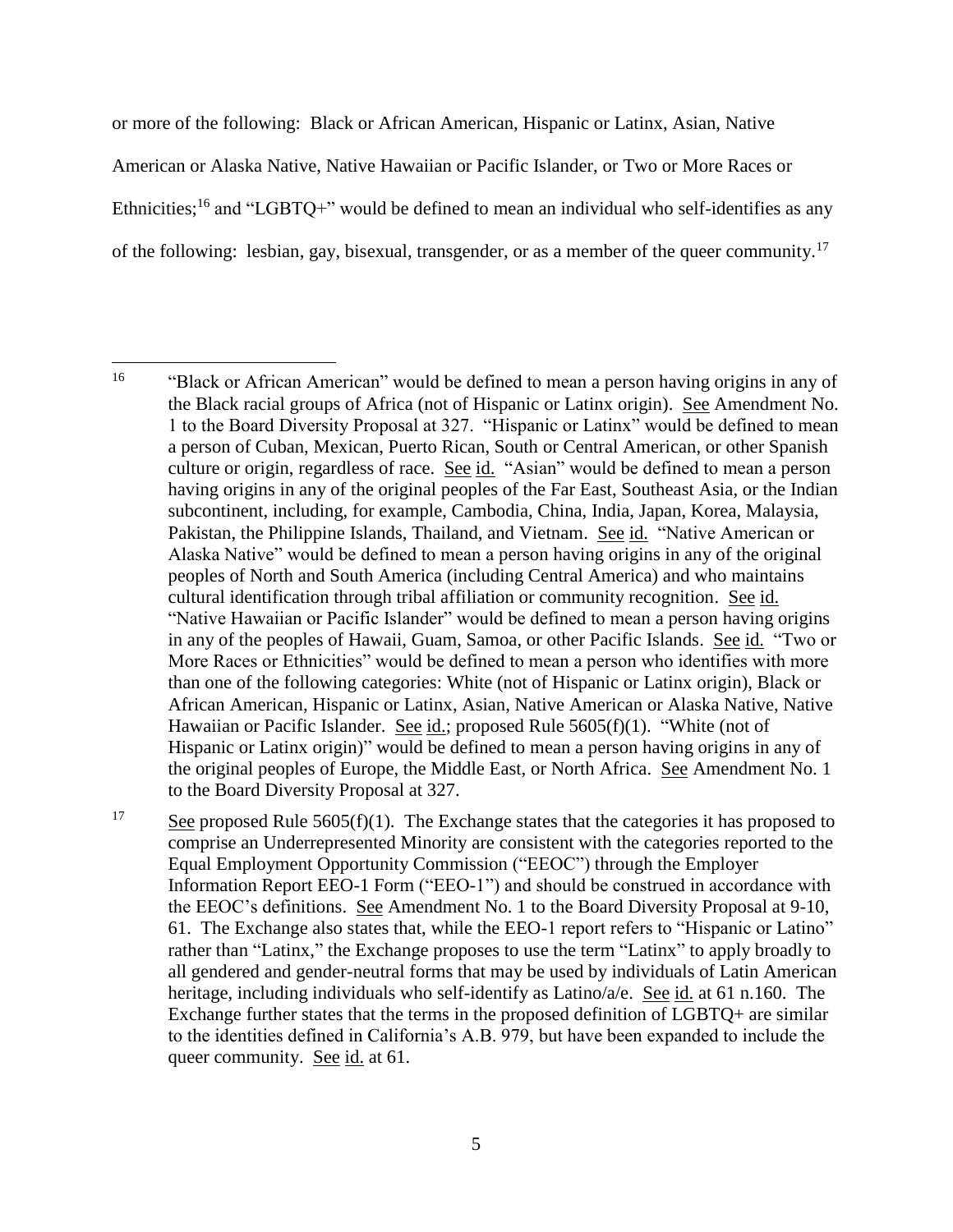or more of the following: Black or African American, Hispanic or Latinx, Asian, Native American or Alaska Native, Native Hawaiian or Pacific Islander, or Two or More Races or Ethnicities;[16] and "LGBTQ+" would be defined to mean an individual who self-identifies as any of the following: lesbian, gay, bisexual, transgender, or as a member of the queer community.[17]

---

[16] "Black or African American" would be defined to mean a person having origins in any of the Black racial groups of Africa (not of Hispanic or Latinx origin). See Amendment No. 1 to the Board Diversity Proposal at 327. "Hispanic or Latinx" would be defined to mean a person of Cuban, Mexican, Puerto Rican, South or Central American, or other Spanish culture or origin, regardless of race. See id. "Asian" would be defined to mean a person having origins in any of the original peoples of the Far East, Southeast Asia, or the Indian subcontinent, including, for example, Cambodia, China, India, Japan, Korea, Malaysia, Pakistan, the Philippine Islands, Thailand, and Vietnam. See id. "Native American or Alaska Native" would be defined to mean a person having origins in any of the original peoples of North and South America (including Central America) and who maintains cultural identification through tribal affiliation or community recognition. See id. "Native Hawaiian or Pacific Islander" would be defined to mean a person having origins in any of the peoples of Hawaii, Guam, Samoa, or other Pacific Islands. See id. "Two or More Races or Ethnicities" would be defined to mean a person who identifies with more than one of the following categories: White (not of Hispanic or Latinx origin), Black or African American, Hispanic or Latinx, Asian, Native American or Alaska Native, Native Hawaiian or Pacific Islander. See id.; proposed Rule 5605(f)(1). "White (not of Hispanic or Latinx origin)" would be defined to mean a person having origins in any of the original peoples of Europe, the Middle East, or North Africa. See Amendment No. 1 to the Board Diversity Proposal at 327.

[17] See proposed Rule 5605(f)(1). The Exchange states that the categories it has proposed to comprise an Underrepresented Minority are consistent with the categories reported to the Equal Employment Opportunity Commission ("EEOC") through the Employer Information Report EEO-1 Form ("EEO-1") and should be construed in accordance with the EEOC's definitions. See Amendment No. 1 to the Board Diversity Proposal at 9-10, 61. The Exchange also states that, while the EEO-1 report refers to "Hispanic or Latino" rather than "Latinx," the Exchange proposes to use the term "Latinx" to apply broadly to all gendered and gender-neutral forms that may be used by individuals of Latin American heritage, including individuals who self-identify as Latino/a/e. See id. at 61 n.160. The Exchange further states that the terms in the proposed definition of LGBTQ+ are similar to the identities defined in California's A.B. 979, but have been expanded to include the queer community. See id. at 61.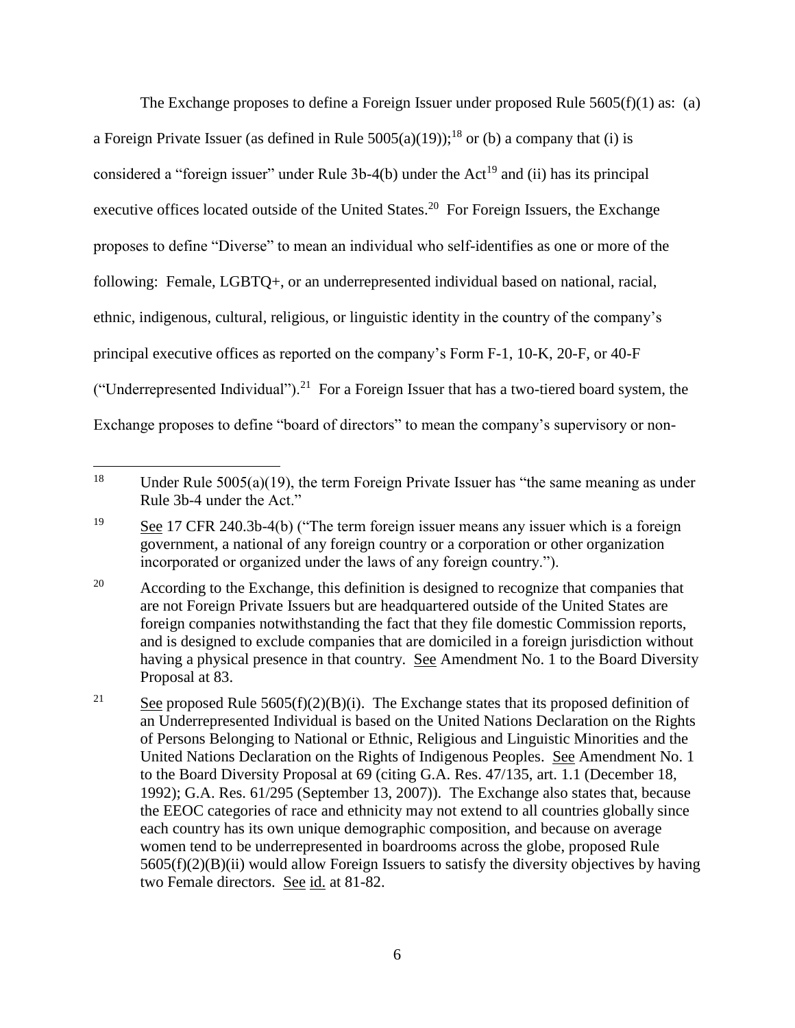The Exchange proposes to define a Foreign Issuer under proposed Rule 5605(f)(1) as: (a) a Foreign Private Issuer (as defined in Rule 5005(a)(19));[18] or (b) a company that (i) is considered a "foreign issuer" under Rule 3b-4(b) under the Act[19] and (ii) has its principal executive offices located outside of the United States.[20] For Foreign Issuers, the Exchange proposes to define "Diverse" to mean an individual who self-identifies as one or more of the following: Female, LGBTQ+, or an underrepresented individual based on national, racial, ethnic, indigenous, cultural, religious, or linguistic identity in the country of the company's principal executive offices as reported on the company's Form F-1, 10-K, 20-F, or 40-F ("Underrepresented Individual").[21] For a Foreign Issuer that has a two-tiered board system, the Exchange proposes to define "board of directors" to mean the company's supervisory or non-

---

[18] Under Rule 5005(a)(19), the term Foreign Private Issuer has "the same meaning as under Rule 3b-4 under the Act."

[19] See 17 CFR 240.3b-4(b) ("The term foreign issuer means any issuer which is a foreign government, a national of any foreign country or a corporation or other organization incorporated or organized under the laws of any foreign country.").

[20] According to the Exchange, this definition is designed to recognize that companies that are not Foreign Private Issuers but are headquartered outside of the United States are foreign companies notwithstanding the fact that they file domestic Commission reports, and is designed to exclude companies that are domiciled in a foreign jurisdiction without having a physical presence in that country. See Amendment No. 1 to the Board Diversity Proposal at 83.

[21] See proposed Rule 5605(f)(2)(B)(i). The Exchange states that its proposed definition of an Underrepresented Individual is based on the United Nations Declaration on the Rights of Persons Belonging to National or Ethnic, Religious and Linguistic Minorities and the United Nations Declaration on the Rights of Indigenous Peoples. See Amendment No. 1 to the Board Diversity Proposal at 69 (citing G.A. Res. 47/135, art. 1.1 (December 18, 1992); G.A. Res. 61/295 (September 13, 2007)). The Exchange also states that, because the EEOC categories of race and ethnicity may not extend to all countries globally since each country has its own unique demographic composition, and because on average women tend to be underrepresented in boardrooms across the globe, proposed Rule 5605(f)(2)(B)(ii) would allow Foreign Issuers to satisfy the diversity objectives by having two Female directors. See id. at 81-82.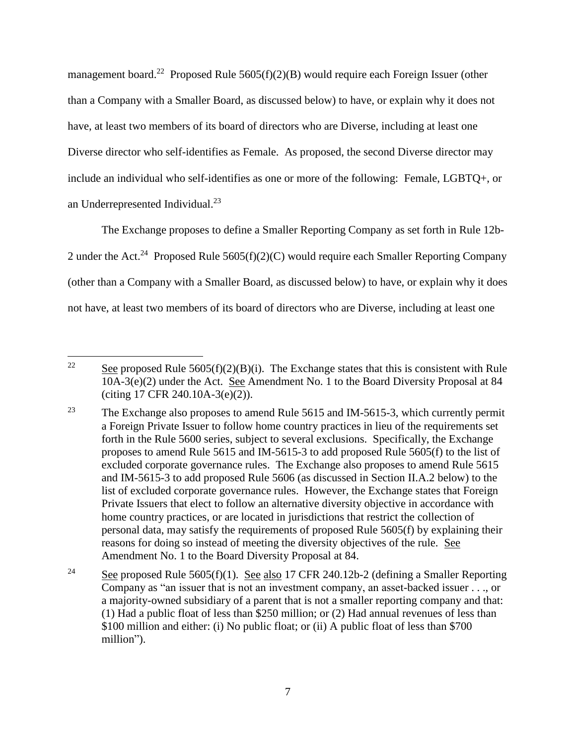management board.[22] Proposed Rule 5605(f)(2)(B) would require each Foreign Issuer (other than a Company with a Smaller Board, as discussed below) to have, or explain why it does not have, at least two members of its board of directors who are Diverse, including at least one Diverse director who self-identifies as Female. As proposed, the second Diverse director may include an individual who self-identifies as one or more of the following: Female, LGBTQ+, or an Underrepresented Individual.[23]

The Exchange proposes to define a Smaller Reporting Company as set forth in Rule 12b-2 under the Act.[24] Proposed Rule 5605(f)(2)(C) would require each Smaller Reporting Company (other than a Company with a Smaller Board, as discussed below) to have, or explain why it does not have, at least two members of its board of directors who are Diverse, including at least one

---

[22] See proposed Rule 5605(f)(2)(B)(i). The Exchange states that this is consistent with Rule 10A-3(e)(2) under the Act. See Amendment No. 1 to the Board Diversity Proposal at 84 (citing 17 CFR 240.10A-3(e)(2)).

[23] The Exchange also proposes to amend Rule 5615 and IM-5615-3, which currently permit a Foreign Private Issuer to follow home country practices in lieu of the requirements set forth in the Rule 5600 series, subject to several exclusions. Specifically, the Exchange proposes to amend Rule 5615 and IM-5615-3 to add proposed Rule 5605(f) to the list of excluded corporate governance rules. The Exchange also proposes to amend Rule 5615 and IM-5615-3 to add proposed Rule 5606 (as discussed in Section II.A.2 below) to the list of excluded corporate governance rules. However, the Exchange states that Foreign Private Issuers that elect to follow an alternative diversity objective in accordance with home country practices, or are located in jurisdictions that restrict the collection of personal data, may satisfy the requirements of proposed Rule 5605(f) by explaining their reasons for doing so instead of meeting the diversity objectives of the rule. See Amendment No. 1 to the Board Diversity Proposal at 84.

[24] See proposed Rule 5605(f)(1). See also 17 CFR 240.12b-2 (defining a Smaller Reporting Company as "an issuer that is not an investment company, an asset-backed issuer . . ., or a majority-owned subsidiary of a parent that is not a smaller reporting company and that: (1) Had a public float of less than $250 million; or (2) Had annual revenues of less than $100 million and either: (i) No public float; or (ii) A public float of less than $700 million").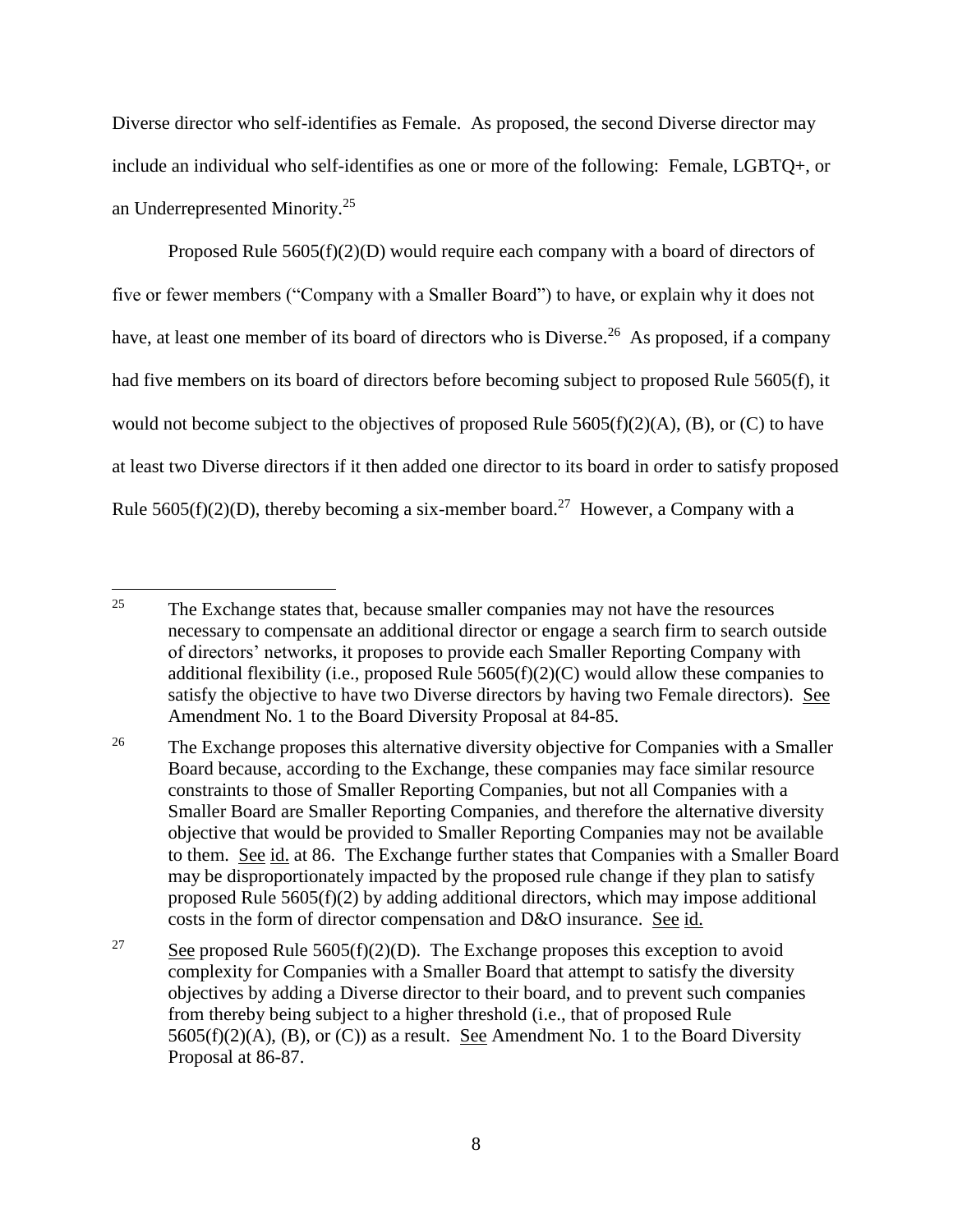Diverse director who self-identifies as Female. As proposed, the second Diverse director may include an individual who self-identifies as one or more of the following: Female, LGBTQ+, or an Underrepresented Minority.[25]

Proposed Rule 5605(f)(2)(D) would require each company with a board of directors of five or fewer members ("Company with a Smaller Board") to have, or explain why it does not have, at least one member of its board of directors who is Diverse.[26] As proposed, if a company had five members on its board of directors before becoming subject to proposed Rule 5605(f), it would not become subject to the objectives of proposed Rule 5605(f)(2)(A), (B), or (C) to have at least two Diverse directors if it then added one director to its board in order to satisfy proposed Rule 5605(f)(2)(D), thereby becoming a six-member board.[27] However, a Company with a

---

[25] The Exchange states that, because smaller companies may not have the resources necessary to compensate an additional director or engage a search firm to search outside of directors' networks, it proposes to provide each Smaller Reporting Company with additional flexibility (i.e., proposed Rule 5605(f)(2)(C) would allow these companies to satisfy the objective to have two Diverse directors by having two Female directors). See Amendment No. 1 to the Board Diversity Proposal at 84-85.

[26] The Exchange proposes this alternative diversity objective for Companies with a Smaller Board because, according to the Exchange, these companies may face similar resource constraints to those of Smaller Reporting Companies, but not all Companies with a Smaller Board are Smaller Reporting Companies, and therefore the alternative diversity objective that would be provided to Smaller Reporting Companies may not be available to them. See id. at 86. The Exchange further states that Companies with a Smaller Board may be disproportionately impacted by the proposed rule change if they plan to satisfy proposed Rule 5605(f)(2) by adding additional directors, which may impose additional costs in the form of director compensation and D&O insurance. See id.

[27] See proposed Rule 5605(f)(2)(D). The Exchange proposes this exception to avoid complexity for Companies with a Smaller Board that attempt to satisfy the diversity objectives by adding a Diverse director to their board, and to prevent such companies from thereby being subject to a higher threshold (i.e., that of proposed Rule 5605(f)(2)(A), (B), or (C)) as a result. See Amendment No. 1 to the Board Diversity Proposal at 86-87.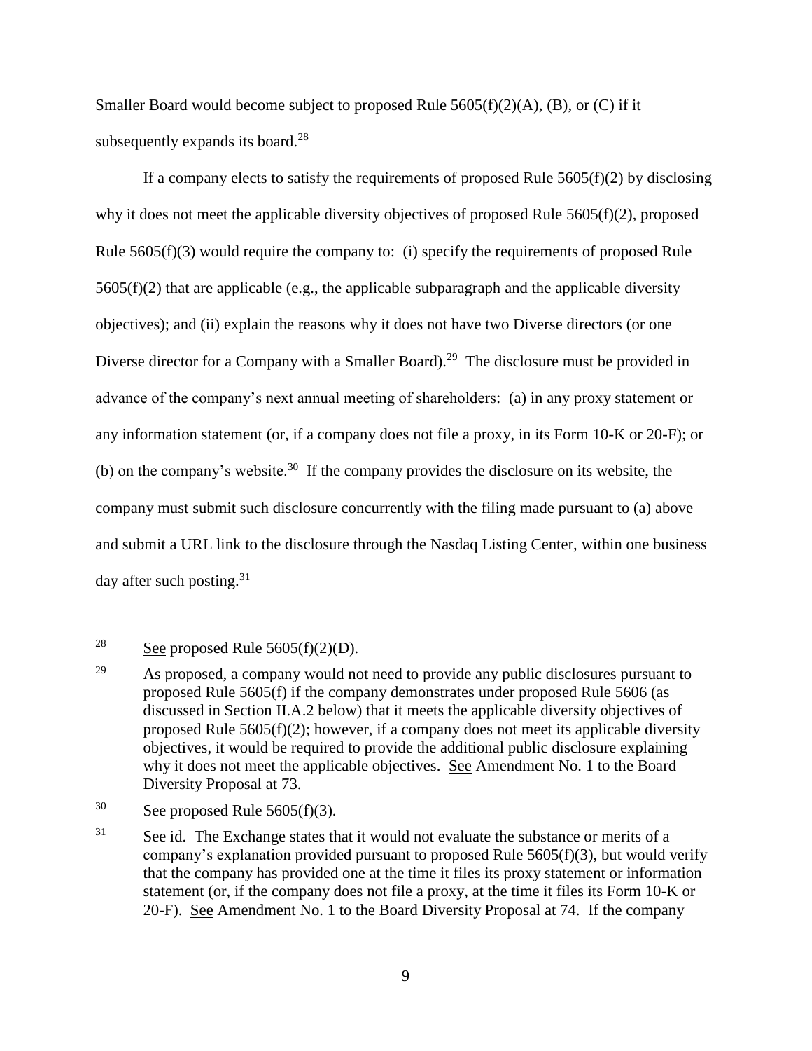Smaller Board would become subject to proposed Rule 5605(f)(2)(A), (B), or (C) if it subsequently expands its board.[28]

If a company elects to satisfy the requirements of proposed Rule 5605(f)(2) by disclosing why it does not meet the applicable diversity objectives of proposed Rule 5605(f)(2), proposed Rule 5605(f)(3) would require the company to: (i) specify the requirements of proposed Rule 5605(f)(2) that are applicable (e.g., the applicable subparagraph and the applicable diversity objectives); and (ii) explain the reasons why it does not have two Diverse directors (or one Diverse director for a Company with a Smaller Board).[29] The disclosure must be provided in advance of the company's next annual meeting of shareholders: (a) in any proxy statement or any information statement (or, if a company does not file a proxy, in its Form 10-K or 20-F); or (b) on the company's website.[30] If the company provides the disclosure on its website, the company must submit such disclosure concurrently with the filing made pursuant to (a) above and submit a URL link to the disclosure through the Nasdaq Listing Center, within one business day after such posting.[31]

---

[28] See proposed Rule 5605(f)(2)(D).

[29] As proposed, a company would not need to provide any public disclosures pursuant to proposed Rule 5605(f) if the company demonstrates under proposed Rule 5606 (as discussed in Section II.A.2 below) that it meets the applicable diversity objectives of proposed Rule 5605(f)(2); however, if a company does not meet its applicable diversity objectives, it would be required to provide the additional public disclosure explaining why it does not meet the applicable objectives. See Amendment No. 1 to the Board Diversity Proposal at 73.

[30] See proposed Rule 5605(f)(3).

[31] See id. The Exchange states that it would not evaluate the substance or merits of a company's explanation provided pursuant to proposed Rule 5605(f)(3), but would verify that the company has provided one at the time it files its proxy statement or information statement (or, if the company does not file a proxy, at the time it files its Form 10-K or 20-F). See Amendment No. 1 to the Board Diversity Proposal at 74. If the company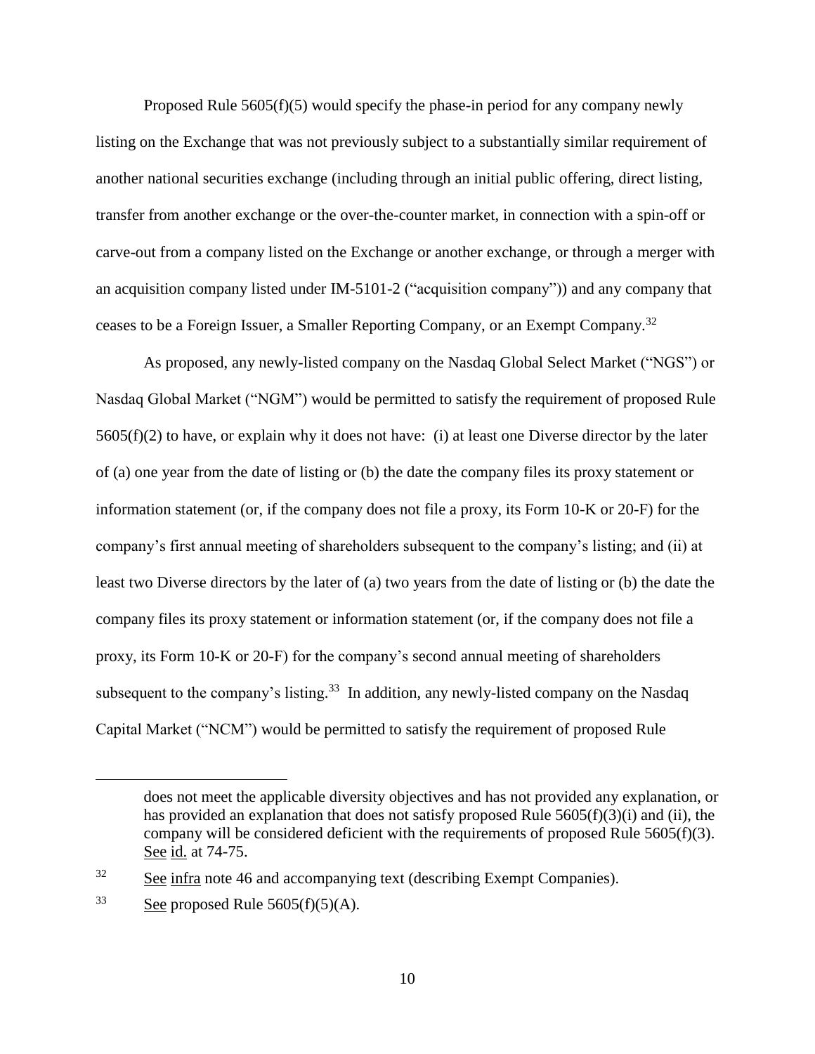Proposed Rule 5605(f)(5) would specify the phase-in period for any company newly listing on the Exchange that was not previously subject to a substantially similar requirement of another national securities exchange (including through an initial public offering, direct listing, transfer from another exchange or the over-the-counter market, in connection with a spin-off or carve-out from a company listed on the Exchange or another exchange, or through a merger with an acquisition company listed under IM-5101-2 ("acquisition company")) and any company that ceases to be a Foreign Issuer, a Smaller Reporting Company, or an Exempt Company.[32]

As proposed, any newly-listed company on the Nasdaq Global Select Market ("NGS") or Nasdaq Global Market ("NGM") would be permitted to satisfy the requirement of proposed Rule 5605(f)(2) to have, or explain why it does not have: (i) at least one Diverse director by the later of (a) one year from the date of listing or (b) the date the company files its proxy statement or information statement (or, if the company does not file a proxy, its Form 10-K or 20-F) for the company's first annual meeting of shareholders subsequent to the company's listing; and (ii) at least two Diverse directors by the later of (a) two years from the date of listing or (b) the date the company files its proxy statement or information statement (or, if the company does not file a proxy, its Form 10-K or 20-F) for the company's second annual meeting of shareholders subsequent to the company's listing.[33] In addition, any newly-listed company on the Nasdaq Capital Market ("NCM") would be permitted to satisfy the requirement of proposed Rule

---

does not meet the applicable diversity objectives and has not provided any explanation, or has provided an explanation that does not satisfy proposed Rule 5605(f)(3)(i) and (ii), the company will be considered deficient with the requirements of proposed Rule 5605(f)(3). See id. at 74-75.

[32] See infra note 46 and accompanying text (describing Exempt Companies).

[33] See proposed Rule 5605(f)(5)(A).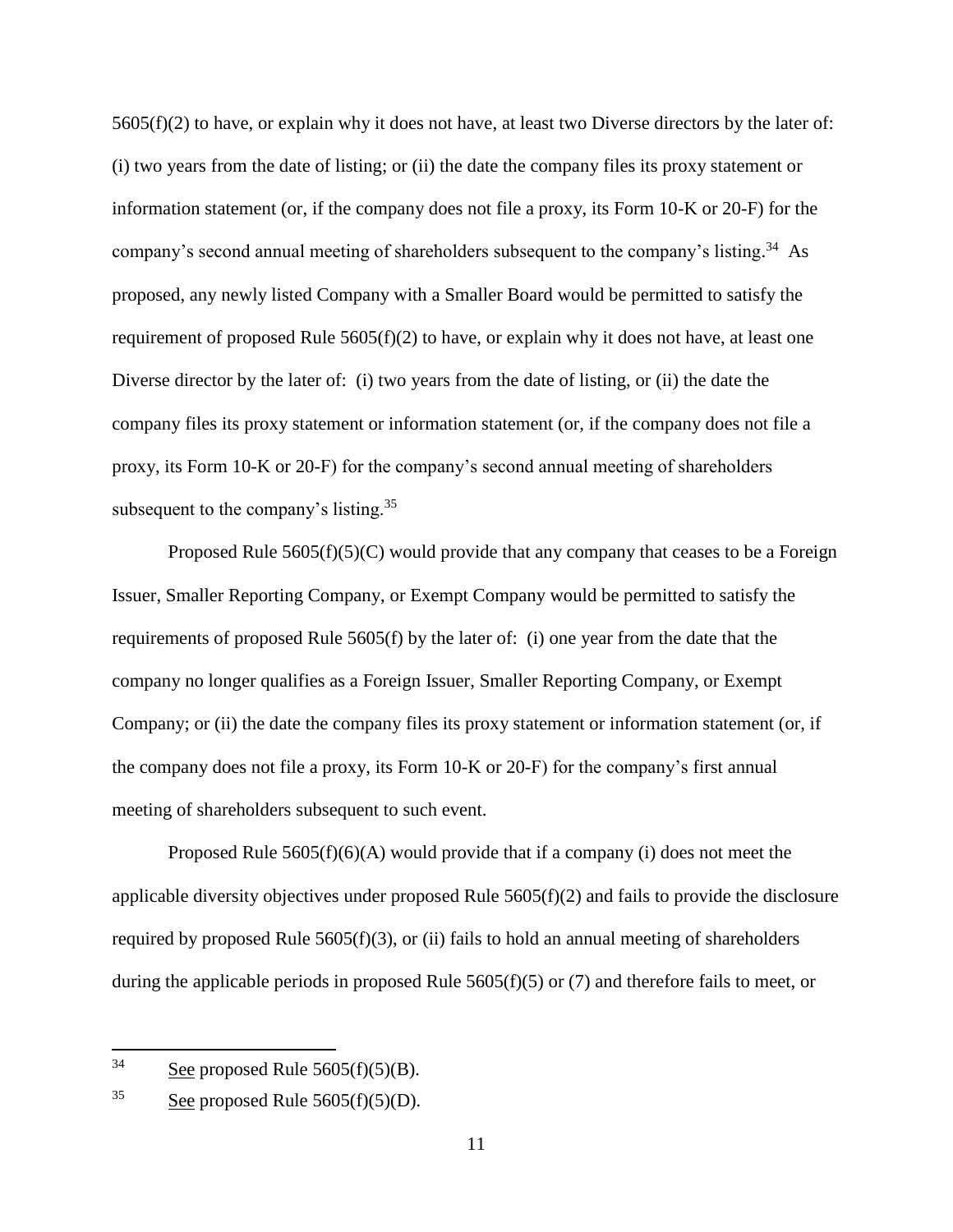5605(f)(2) to have, or explain why it does not have, at least two Diverse directors by the later of: (i) two years from the date of listing; or (ii) the date the company files its proxy statement or information statement (or, if the company does not file a proxy, its Form 10-K or 20-F) for the company's second annual meeting of shareholders subsequent to the company's listing.[34] As proposed, any newly listed Company with a Smaller Board would be permitted to satisfy the requirement of proposed Rule 5605(f)(2) to have, or explain why it does not have, at least one Diverse director by the later of: (i) two years from the date of listing, or (ii) the date the company files its proxy statement or information statement (or, if the company does not file a proxy, its Form 10-K or 20-F) for the company's second annual meeting of shareholders subsequent to the company's listing.[35]

Proposed Rule 5605(f)(5)(C) would provide that any company that ceases to be a Foreign Issuer, Smaller Reporting Company, or Exempt Company would be permitted to satisfy the requirements of proposed Rule 5605(f) by the later of: (i) one year from the date that the company no longer qualifies as a Foreign Issuer, Smaller Reporting Company, or Exempt Company; or (ii) the date the company files its proxy statement or information statement (or, if the company does not file a proxy, its Form 10-K or 20-F) for the company's first annual meeting of shareholders subsequent to such event.

Proposed Rule 5605(f)(6)(A) would provide that if a company (i) does not meet the applicable diversity objectives under proposed Rule 5605(f)(2) and fails to provide the disclosure required by proposed Rule 5605(f)(3), or (ii) fails to hold an annual meeting of shareholders during the applicable periods in proposed Rule 5605(f)(5) or (7) and therefore fails to meet, or

---

[34] See proposed Rule 5605(f)(5)(B).

[35] See proposed Rule 5605(f)(5)(D).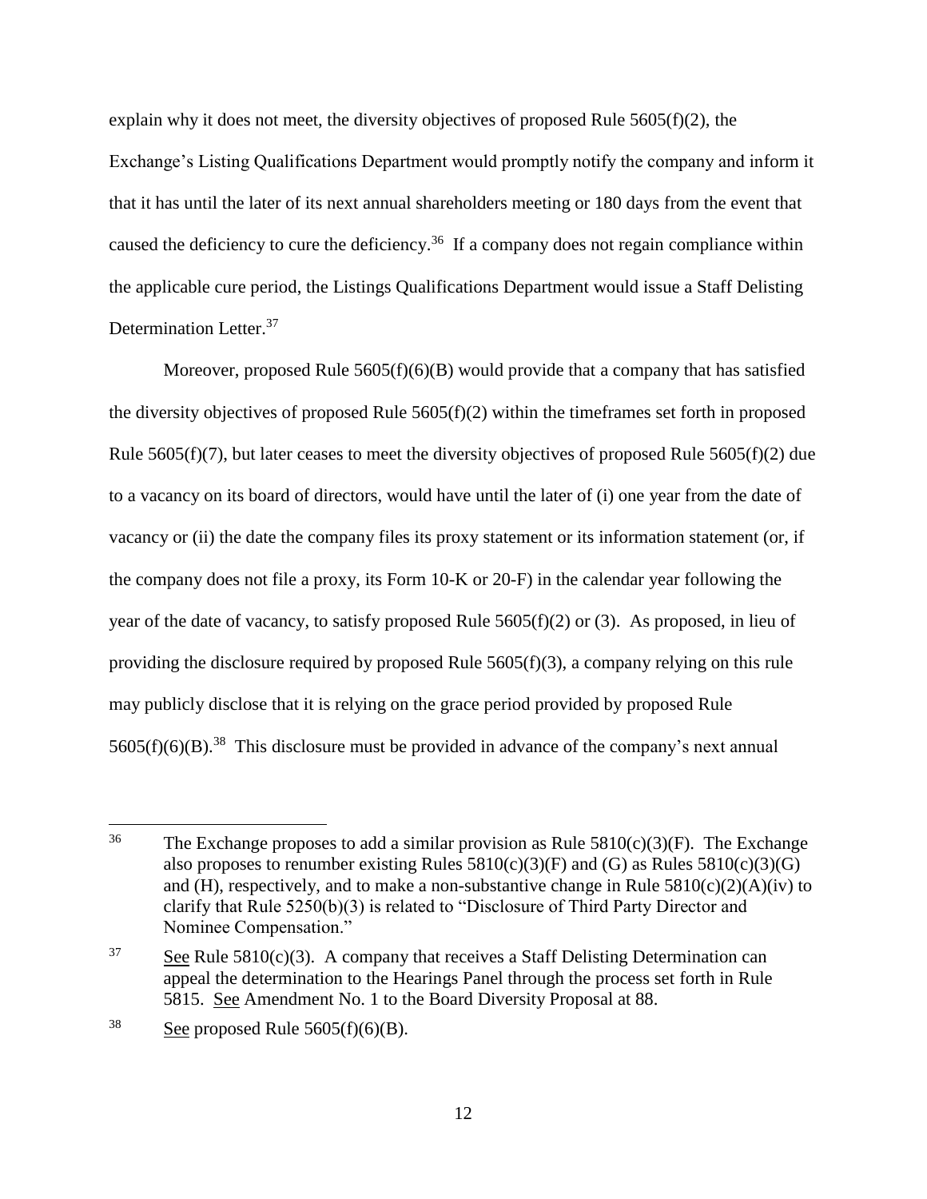explain why it does not meet, the diversity objectives of proposed Rule 5605(f)(2), the Exchange's Listing Qualifications Department would promptly notify the company and inform it that it has until the later of its next annual shareholders meeting or 180 days from the event that caused the deficiency to cure the deficiency.[36] If a company does not regain compliance within the applicable cure period, the Listings Qualifications Department would issue a Staff Delisting Determination Letter.[37]

Moreover, proposed Rule 5605(f)(6)(B) would provide that a company that has satisfied the diversity objectives of proposed Rule 5605(f)(2) within the timeframes set forth in proposed Rule 5605(f)(7), but later ceases to meet the diversity objectives of proposed Rule 5605(f)(2) due to a vacancy on its board of directors, would have until the later of (i) one year from the date of vacancy or (ii) the date the company files its proxy statement or its information statement (or, if the company does not file a proxy, its Form 10-K or 20-F) in the calendar year following the year of the date of vacancy, to satisfy proposed Rule 5605(f)(2) or (3). As proposed, in lieu of providing the disclosure required by proposed Rule 5605(f)(3), a company relying on this rule may publicly disclose that it is relying on the grace period provided by proposed Rule 5605(f)(6)(B).[38] This disclosure must be provided in advance of the company's next annual

---

[36] The Exchange proposes to add a similar provision as Rule 5810(c)(3)(F). The Exchange also proposes to renumber existing Rules 5810(c)(3)(F) and (G) as Rules 5810(c)(3)(G) and (H), respectively, and to make a non-substantive change in Rule 5810(c)(2)(A)(iv) to clarify that Rule 5250(b)(3) is related to "Disclosure of Third Party Director and Nominee Compensation."

[37] See Rule 5810(c)(3). A company that receives a Staff Delisting Determination can appeal the determination to the Hearings Panel through the process set forth in Rule 5815. See Amendment No. 1 to the Board Diversity Proposal at 88.

[38] See proposed Rule 5605(f)(6)(B).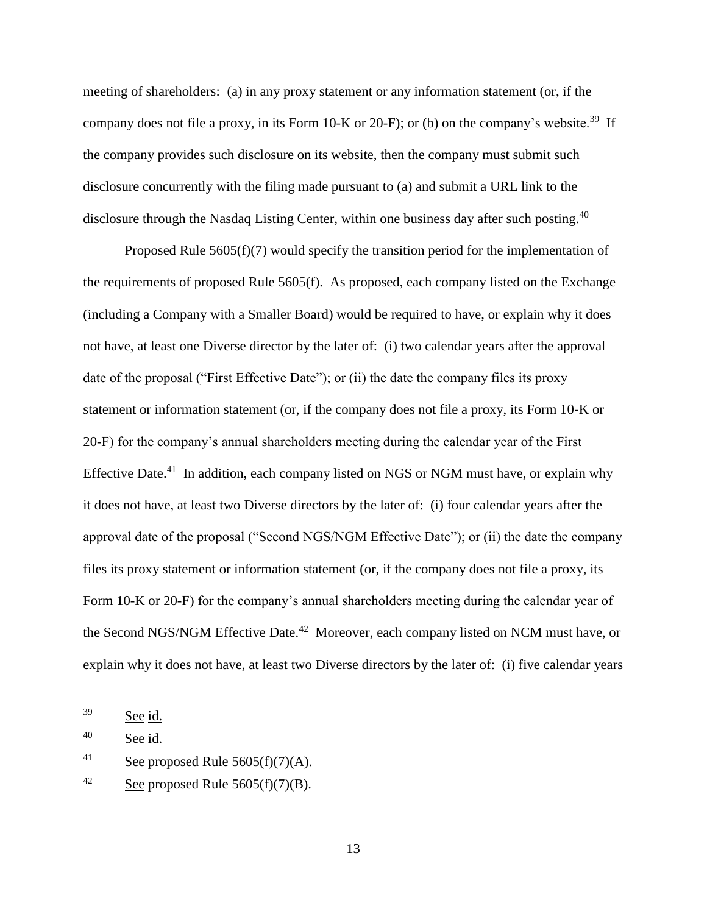meeting of shareholders: (a) in any proxy statement or any information statement (or, if the company does not file a proxy, in its Form 10-K or 20-F); or (b) on the company's website.[39] If the company provides such disclosure on its website, then the company must submit such disclosure concurrently with the filing made pursuant to (a) and submit a URL link to the disclosure through the Nasdaq Listing Center, within one business day after such posting.[40]

Proposed Rule 5605(f)(7) would specify the transition period for the implementation of the requirements of proposed Rule 5605(f). As proposed, each company listed on the Exchange (including a Company with a Smaller Board) would be required to have, or explain why it does not have, at least one Diverse director by the later of: (i) two calendar years after the approval date of the proposal ("First Effective Date"); or (ii) the date the company files its proxy statement or information statement (or, if the company does not file a proxy, its Form 10-K or 20-F) for the company's annual shareholders meeting during the calendar year of the First Effective Date.[41] In addition, each company listed on NGS or NGM must have, or explain why it does not have, at least two Diverse directors by the later of: (i) four calendar years after the approval date of the proposal ("Second NGS/NGM Effective Date"); or (ii) the date the company files its proxy statement or information statement (or, if the company does not file a proxy, its Form 10-K or 20-F) for the company's annual shareholders meeting during the calendar year of the Second NGS/NGM Effective Date.[42] Moreover, each company listed on NCM must have, or explain why it does not have, at least two Diverse directors by the later of: (i) five calendar years

---

[39] See id.

[40] See id.

[41] See proposed Rule 5605(f)(7)(A).

[42] See proposed Rule 5605(f)(7)(B).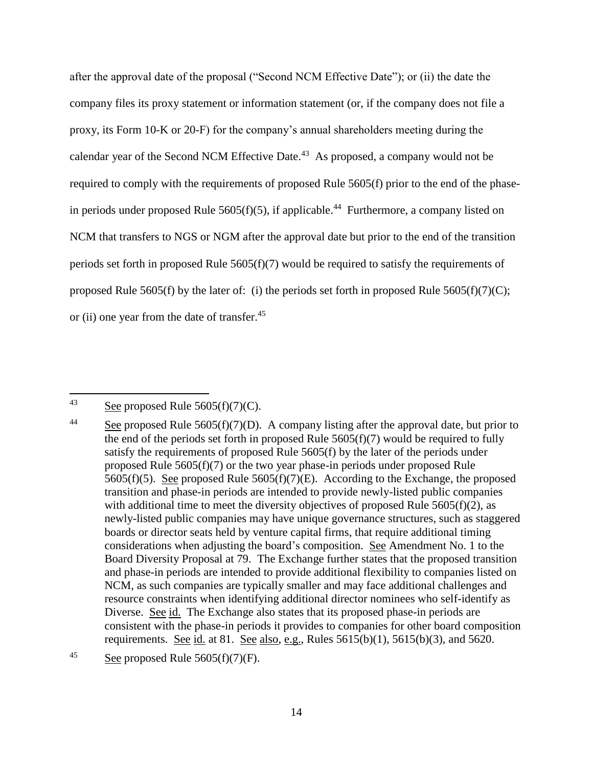after the approval date of the proposal ("Second NCM Effective Date"); or (ii) the date the company files its proxy statement or information statement (or, if the company does not file a proxy, its Form 10-K or 20-F) for the company's annual shareholders meeting during the calendar year of the Second NCM Effective Date.[43] As proposed, a company would not be required to comply with the requirements of proposed Rule 5605(f) prior to the end of the phase-in periods under proposed Rule 5605(f)(5), if applicable.[44] Furthermore, a company listed on NCM that transfers to NGS or NGM after the approval date but prior to the end of the transition periods set forth in proposed Rule 5605(f)(7) would be required to satisfy the requirements of proposed Rule 5605(f) by the later of: (i) the periods set forth in proposed Rule 5605(f)(7)(C); or (ii) one year from the date of transfer.[45]

---

[43] See proposed Rule 5605(f)(7)(C).

[44] See proposed Rule 5605(f)(7)(D). A company listing after the approval date, but prior to the end of the periods set forth in proposed Rule 5605(f)(7) would be required to fully satisfy the requirements of proposed Rule 5605(f) by the later of the periods under proposed Rule 5605(f)(7) or the two year phase-in periods under proposed Rule 5605(f)(5). See proposed Rule 5605(f)(7)(E). According to the Exchange, the proposed transition and phase-in periods are intended to provide newly-listed public companies with additional time to meet the diversity objectives of proposed Rule 5605(f)(2), as newly-listed public companies may have unique governance structures, such as staggered boards or director seats held by venture capital firms, that require additional timing considerations when adjusting the board's composition. See Amendment No. 1 to the Board Diversity Proposal at 79. The Exchange further states that the proposed transition and phase-in periods are intended to provide additional flexibility to companies listed on NCM, as such companies are typically smaller and may face additional challenges and resource constraints when identifying additional director nominees who self-identify as Diverse. See id. The Exchange also states that its proposed phase-in periods are consistent with the phase-in periods it provides to companies for other board composition requirements. See id. at 81. See also, e.g., Rules 5615(b)(1), 5615(b)(3), and 5620.

[45] See proposed Rule 5605(f)(7)(F).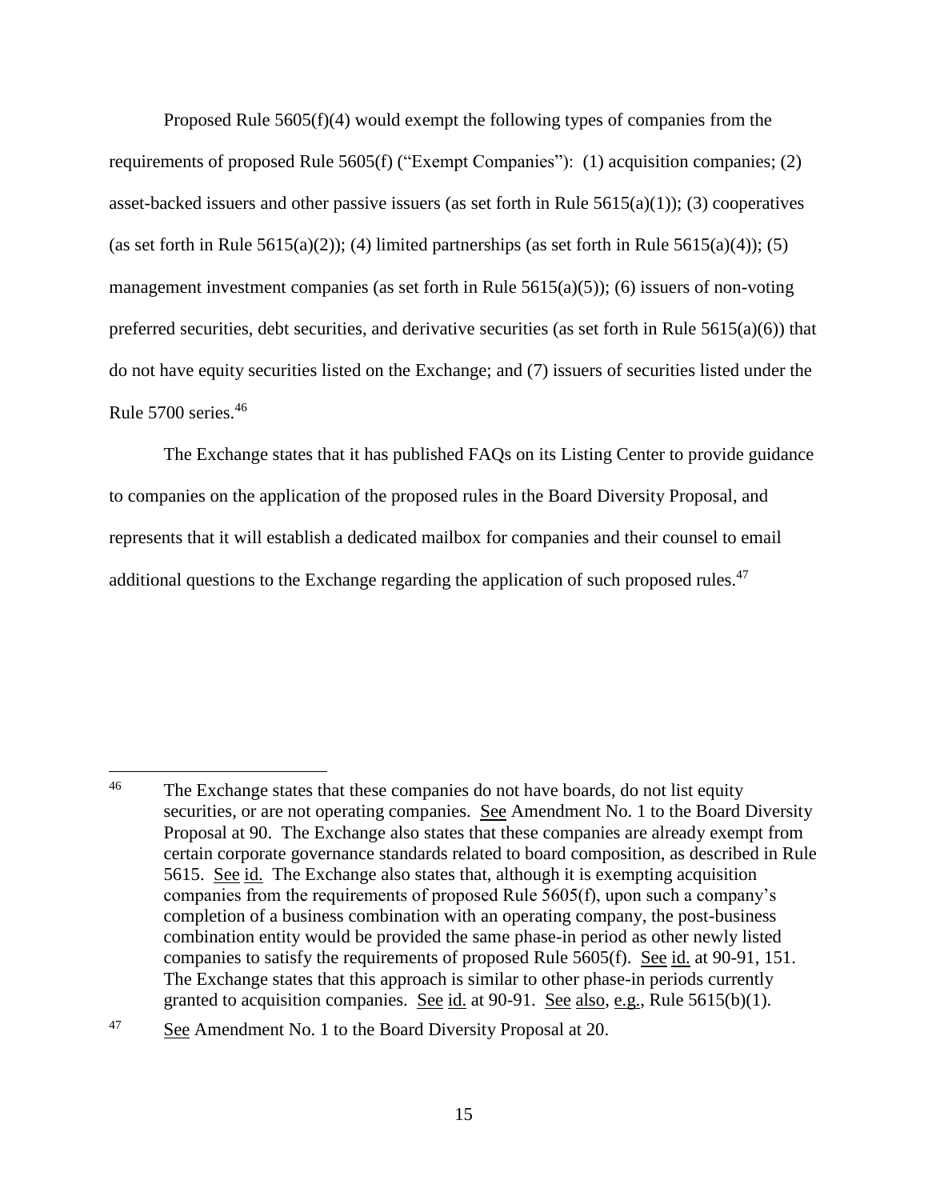Proposed Rule 5605(f)(4) would exempt the following types of companies from the requirements of proposed Rule 5605(f) ("Exempt Companies"): (1) acquisition companies; (2) asset-backed issuers and other passive issuers (as set forth in Rule 5615(a)(1)); (3) cooperatives (as set forth in Rule 5615(a)(2)); (4) limited partnerships (as set forth in Rule 5615(a)(4)); (5) management investment companies (as set forth in Rule 5615(a)(5)); (6) issuers of non-voting preferred securities, debt securities, and derivative securities (as set forth in Rule 5615(a)(6)) that do not have equity securities listed on the Exchange; and (7) issuers of securities listed under the Rule 5700 series.[46]

The Exchange states that it has published FAQs on its Listing Center to provide guidance to companies on the application of the proposed rules in the Board Diversity Proposal, and represents that it will establish a dedicated mailbox for companies and their counsel to email additional questions to the Exchange regarding the application of such proposed rules.[47]

---

[46] The Exchange states that these companies do not have boards, do not list equity securities, or are not operating companies. See Amendment No. 1 to the Board Diversity Proposal at 90. The Exchange also states that these companies are already exempt from certain corporate governance standards related to board composition, as described in Rule 5615. See id. The Exchange also states that, although it is exempting acquisition companies from the requirements of proposed Rule 5605(f), upon such a company's completion of a business combination with an operating company, the post-business combination entity would be provided the same phase-in period as other newly listed companies to satisfy the requirements of proposed Rule 5605(f). See id. at 90-91, 151. The Exchange states that this approach is similar to other phase-in periods currently granted to acquisition companies. See id. at 90-91. See also, e.g., Rule 5615(b)(1).

[47] See Amendment No. 1 to the Board Diversity Proposal at 20.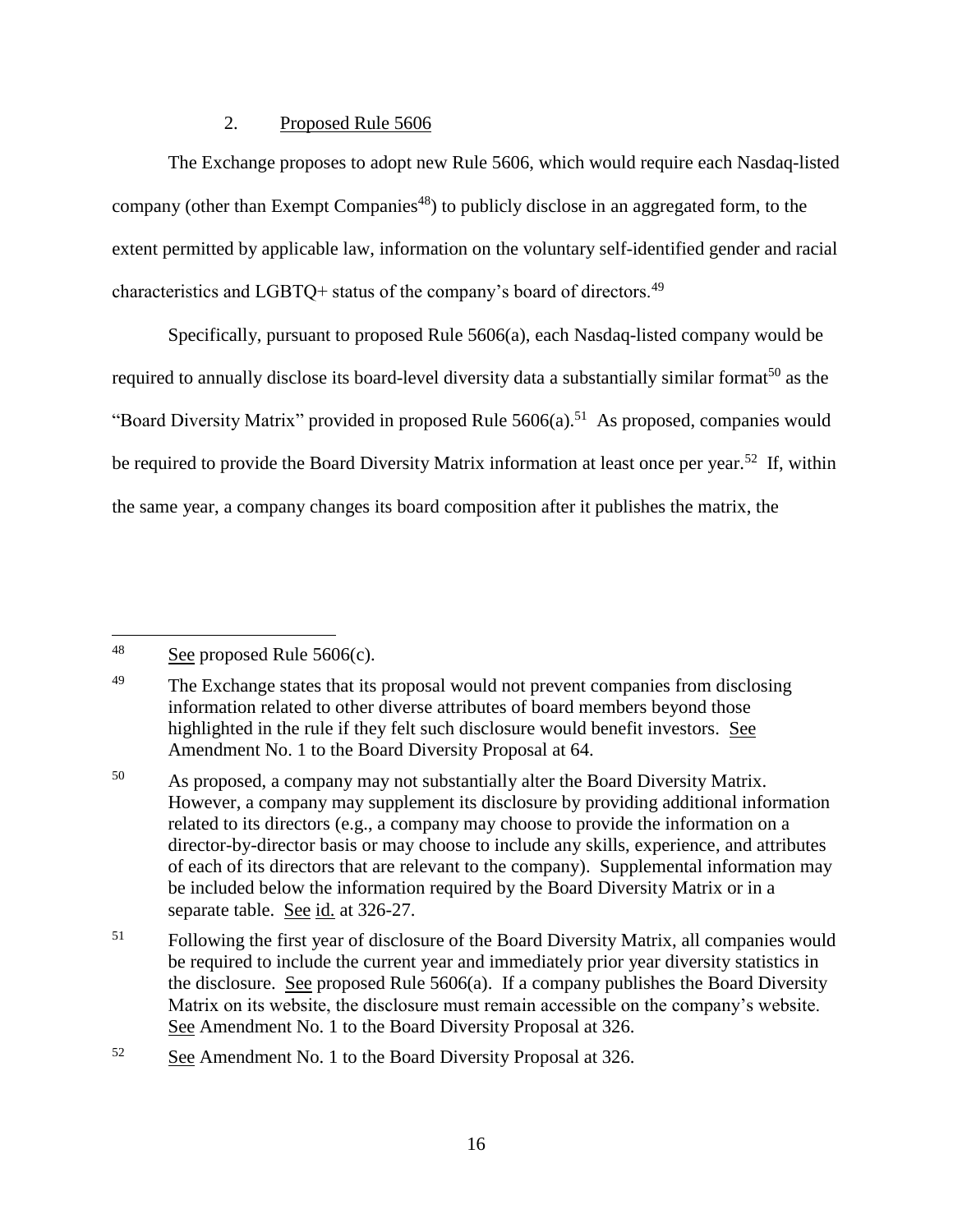2. Proposed Rule 5606

The Exchange proposes to adopt new Rule 5606, which would require each Nasdaq-listed company (other than Exempt Companies[48]) to publicly disclose in an aggregated form, to the extent permitted by applicable law, information on the voluntary self-identified gender and racial characteristics and LGBTQ+ status of the company's board of directors.[49]

Specifically, pursuant to proposed Rule 5606(a), each Nasdaq-listed company would be required to annually disclose its board-level diversity data a substantially similar format[50] as the "Board Diversity Matrix" provided in proposed Rule 5606(a).[51] As proposed, companies would be required to provide the Board Diversity Matrix information at least once per year.[52] If, within the same year, a company changes its board composition after it publishes the matrix, the

---

[48] See proposed Rule 5606(c).

[49] The Exchange states that its proposal would not prevent companies from disclosing information related to other diverse attributes of board members beyond those highlighted in the rule if they felt such disclosure would benefit investors. See Amendment No. 1 to the Board Diversity Proposal at 64.

[50] As proposed, a company may not substantially alter the Board Diversity Matrix. However, a company may supplement its disclosure by providing additional information related to its directors (e.g., a company may choose to provide the information on a director-by-director basis or may choose to include any skills, experience, and attributes of each of its directors that are relevant to the company). Supplemental information may be included below the information required by the Board Diversity Matrix or in a separate table. See id. at 326-27.

[51] Following the first year of disclosure of the Board Diversity Matrix, all companies would be required to include the current year and immediately prior year diversity statistics in the disclosure. See proposed Rule 5606(a). If a company publishes the Board Diversity Matrix on its website, the disclosure must remain accessible on the company's website. See Amendment No. 1 to the Board Diversity Proposal at 326.

[52] See Amendment No. 1 to the Board Diversity Proposal at 326.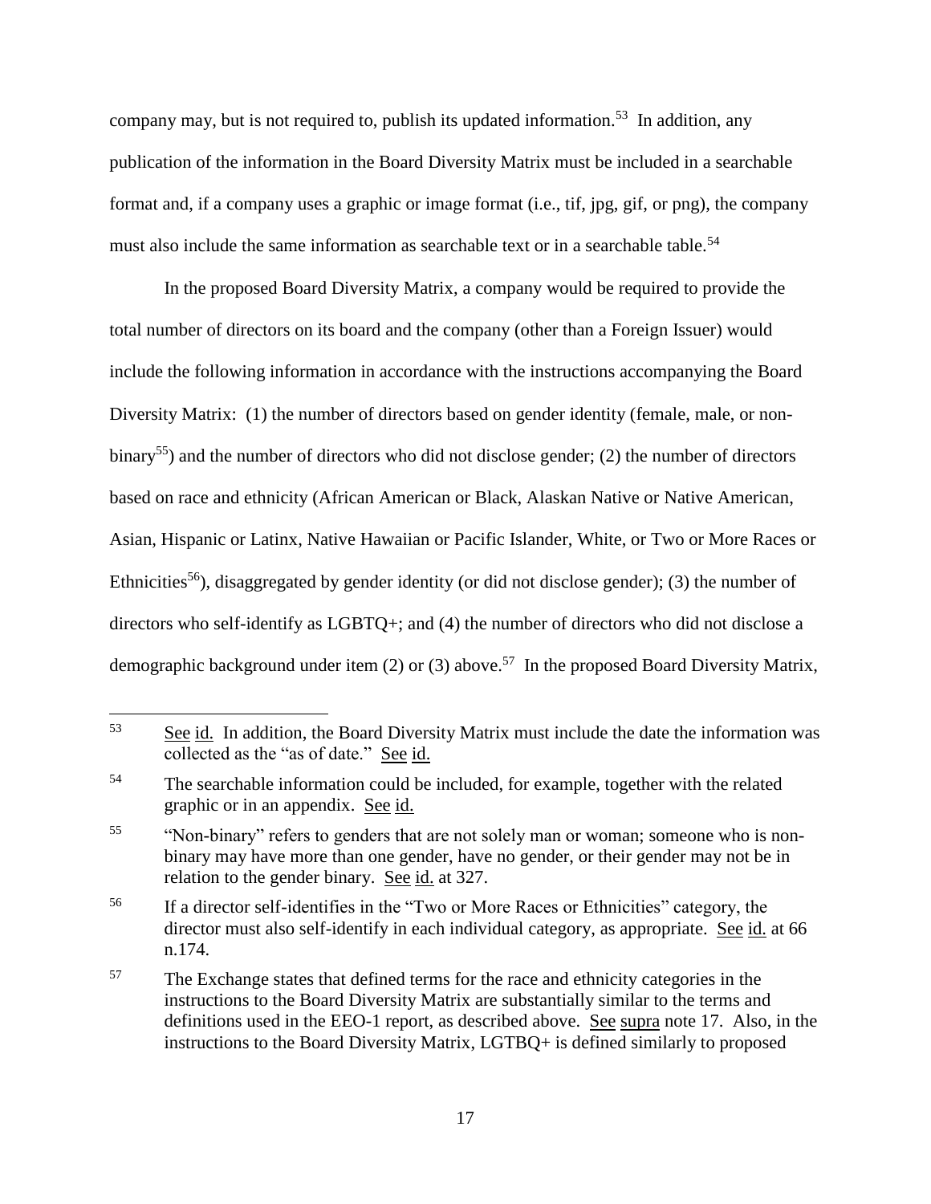company may, but is not required to, publish its updated information.[53] In addition, any publication of the information in the Board Diversity Matrix must be included in a searchable format and, if a company uses a graphic or image format (i.e., tif, jpg, gif, or png), the company must also include the same information as searchable text or in a searchable table.[54]

In the proposed Board Diversity Matrix, a company would be required to provide the total number of directors on its board and the company (other than a Foreign Issuer) would include the following information in accordance with the instructions accompanying the Board Diversity Matrix: (1) the number of directors based on gender identity (female, male, or non-binary[55]) and the number of directors who did not disclose gender; (2) the number of directors based on race and ethnicity (African American or Black, Alaskan Native or Native American, Asian, Hispanic or Latinx, Native Hawaiian or Pacific Islander, White, or Two or More Races or Ethnicities[56]), disaggregated by gender identity (or did not disclose gender); (3) the number of directors who self-identify as LGBTQ+; and (4) the number of directors who did not disclose a demographic background under item (2) or (3) above.[57] In the proposed Board Diversity Matrix,

---

[53] See id. In addition, the Board Diversity Matrix must include the date the information was collected as the "as of date." See id.

[54] The searchable information could be included, for example, together with the related graphic or in an appendix. See id.

[55] "Non-binary" refers to genders that are not solely man or woman; someone who is non-binary may have more than one gender, have no gender, or their gender may not be in relation to the gender binary. See id. at 327.

[56] If a director self-identifies in the "Two or More Races or Ethnicities" category, the director must also self-identify in each individual category, as appropriate. See id. at 66 n.174.

[57] The Exchange states that defined terms for the race and ethnicity categories in the instructions to the Board Diversity Matrix are substantially similar to the terms and definitions used in the EEO-1 report, as described above. See supra note 17. Also, in the instructions to the Board Diversity Matrix, LGTBQ+ is defined similarly to proposed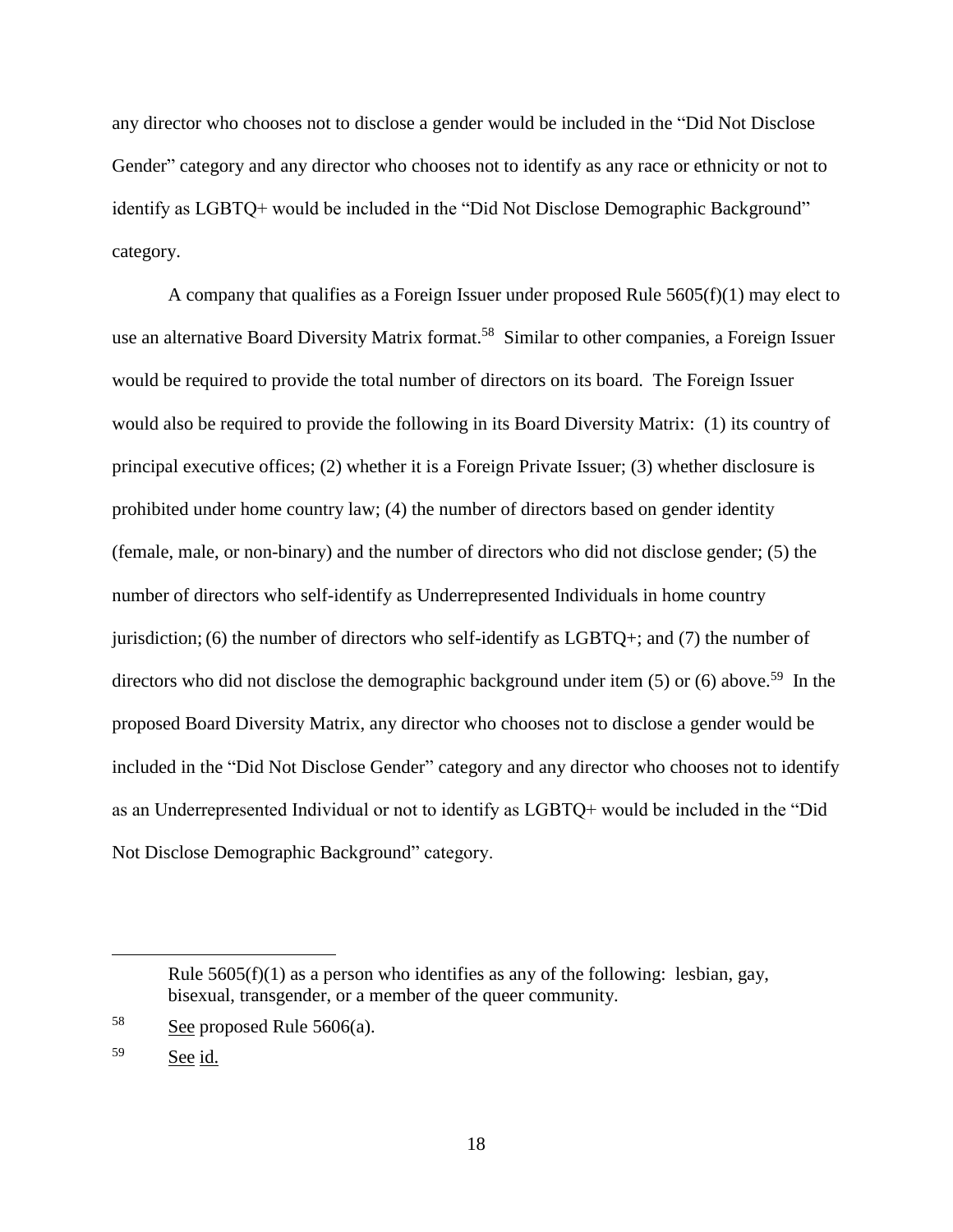any director who chooses not to disclose a gender would be included in the "Did Not Disclose Gender" category and any director who chooses not to identify as any race or ethnicity or not to identify as LGBTQ+ would be included in the "Did Not Disclose Demographic Background" category.

A company that qualifies as a Foreign Issuer under proposed Rule 5605(f)(1) may elect to use an alternative Board Diversity Matrix format.[58] Similar to other companies, a Foreign Issuer would be required to provide the total number of directors on its board. The Foreign Issuer would also be required to provide the following in its Board Diversity Matrix: (1) its country of principal executive offices; (2) whether it is a Foreign Private Issuer; (3) whether disclosure is prohibited under home country law; (4) the number of directors based on gender identity (female, male, or non-binary) and the number of directors who did not disclose gender; (5) the number of directors who self-identify as Underrepresented Individuals in home country jurisdiction; (6) the number of directors who self-identify as LGBTQ+; and (7) the number of directors who did not disclose the demographic background under item (5) or (6) above.[59] In the proposed Board Diversity Matrix, any director who chooses not to disclose a gender would be included in the "Did Not Disclose Gender" category and any director who chooses not to identify as an Underrepresented Individual or not to identify as LGBTQ+ would be included in the "Did Not Disclose Demographic Background" category.

---

Rule 5605(f)(1) as a person who identifies as any of the following: lesbian, gay, bisexual, transgender, or a member of the queer community.

[58] See proposed Rule 5606(a).

[59] See id.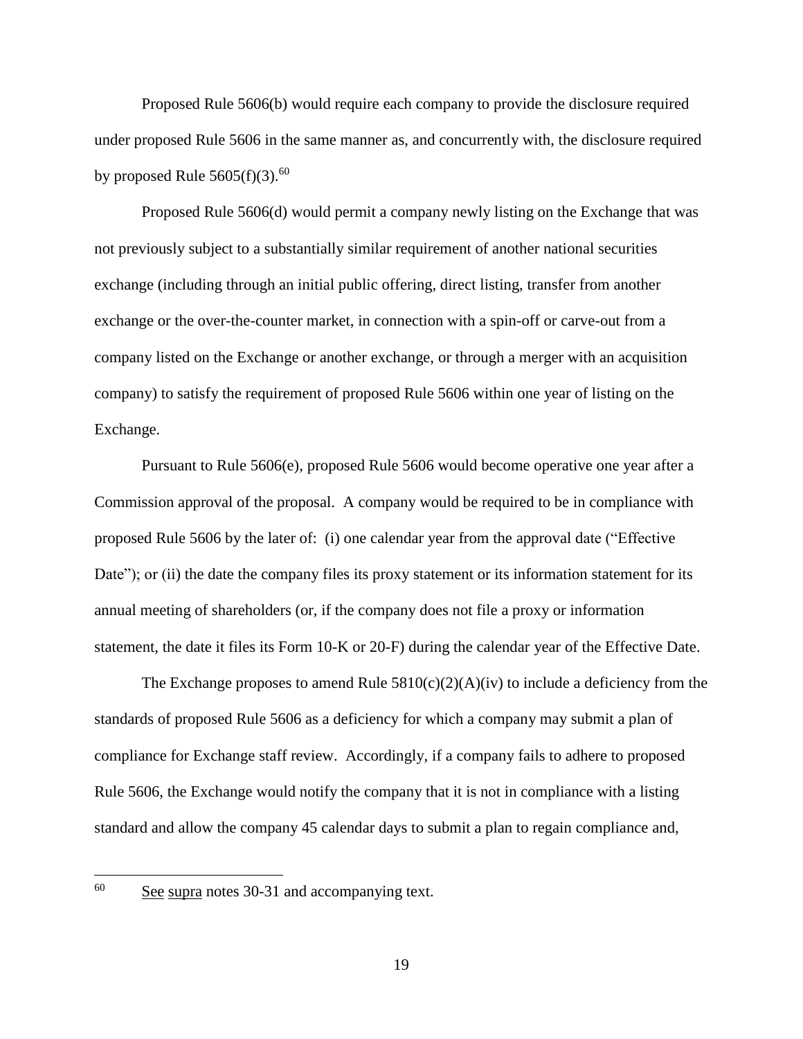Proposed Rule 5606(b) would require each company to provide the disclosure required under proposed Rule 5606 in the same manner as, and concurrently with, the disclosure required by proposed Rule 5605(f)(3).[60]

Proposed Rule 5606(d) would permit a company newly listing on the Exchange that was not previously subject to a substantially similar requirement of another national securities exchange (including through an initial public offering, direct listing, transfer from another exchange or the over-the-counter market, in connection with a spin-off or carve-out from a company listed on the Exchange or another exchange, or through a merger with an acquisition company) to satisfy the requirement of proposed Rule 5606 within one year of listing on the Exchange.

Pursuant to Rule 5606(e), proposed Rule 5606 would become operative one year after a Commission approval of the proposal. A company would be required to be in compliance with proposed Rule 5606 by the later of: (i) one calendar year from the approval date ("Effective Date"); or (ii) the date the company files its proxy statement or its information statement for its annual meeting of shareholders (or, if the company does not file a proxy or information statement, the date it files its Form 10-K or 20-F) during the calendar year of the Effective Date.

The Exchange proposes to amend Rule 5810(c)(2)(A)(iv) to include a deficiency from the standards of proposed Rule 5606 as a deficiency for which a company may submit a plan of compliance for Exchange staff review. Accordingly, if a company fails to adhere to proposed Rule 5606, the Exchange would notify the company that it is not in compliance with a listing standard and allow the company 45 calendar days to submit a plan to regain compliance and,

---

[60] See supra notes 30-31 and accompanying text.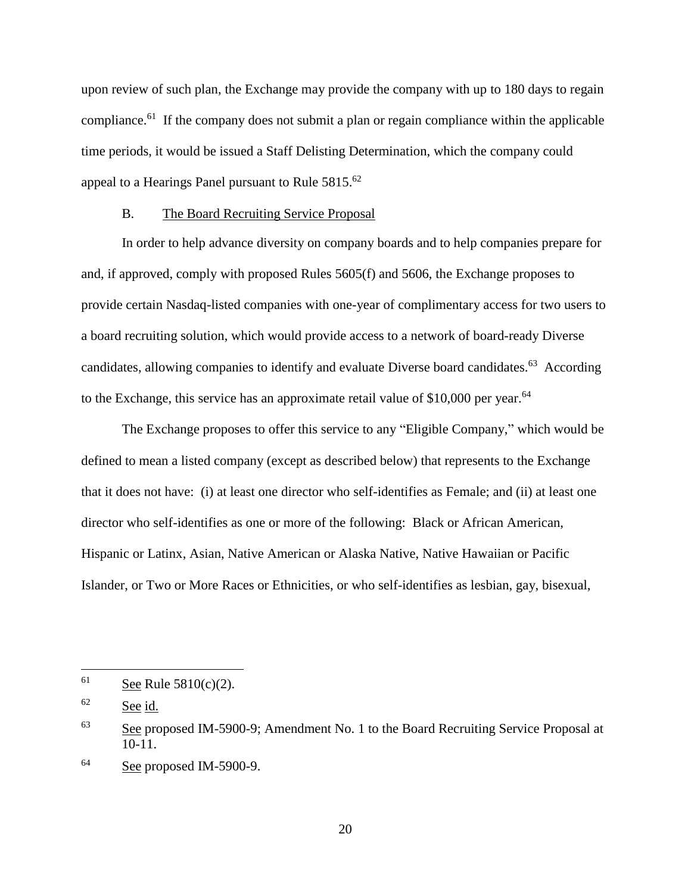upon review of such plan, the Exchange may provide the company with up to 180 days to regain compliance.[61] If the company does not submit a plan or regain compliance within the applicable time periods, it would be issued a Staff Delisting Determination, which the company could appeal to a Hearings Panel pursuant to Rule 5815.[62]

## B. The Board Recruiting Service Proposal

In order to help advance diversity on company boards and to help companies prepare for and, if approved, comply with proposed Rules 5605(f) and 5606, the Exchange proposes to provide certain Nasdaq-listed companies with one-year of complimentary access for two users to a board recruiting solution, which would provide access to a network of board-ready Diverse candidates, allowing companies to identify and evaluate Diverse board candidates.[63] According to the Exchange, this service has an approximate retail value of $10,000 per year.[64]

The Exchange proposes to offer this service to any "Eligible Company," which would be defined to mean a listed company (except as described below) that represents to the Exchange that it does not have: (i) at least one director who self-identifies as Female; and (ii) at least one director who self-identifies as one or more of the following: Black or African American, Hispanic or Latinx, Asian, Native American or Alaska Native, Native Hawaiian or Pacific Islander, or Two or More Races or Ethnicities, or who self-identifies as lesbian, gay, bisexual,

---

61 See Rule 5810(c)(2).

62 See id.

63 See proposed IM-5900-9; Amendment No. 1 to the Board Recruiting Service Proposal at 10-11.

64 See proposed IM-5900-9.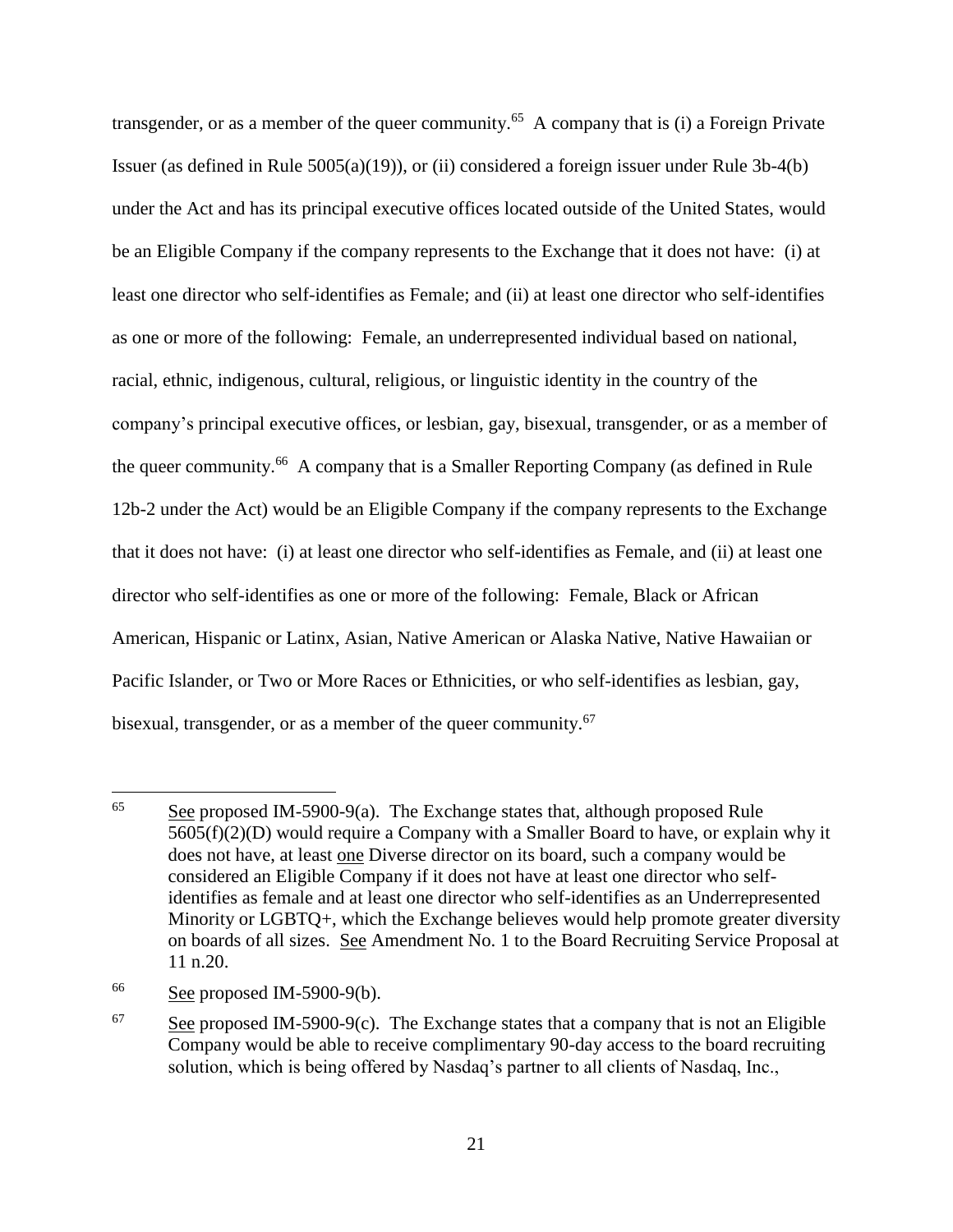transgender, or as a member of the queer community.[65] A company that is (i) a Foreign Private Issuer (as defined in Rule 5005(a)(19)), or (ii) considered a foreign issuer under Rule 3b-4(b) under the Act and has its principal executive offices located outside of the United States, would be an Eligible Company if the company represents to the Exchange that it does not have: (i) at least one director who self-identifies as Female; and (ii) at least one director who self-identifies as one or more of the following: Female, an underrepresented individual based on national, racial, ethnic, indigenous, cultural, religious, or linguistic identity in the country of the company's principal executive offices, or lesbian, gay, bisexual, transgender, or as a member of the queer community.[66] A company that is a Smaller Reporting Company (as defined in Rule 12b-2 under the Act) would be an Eligible Company if the company represents to the Exchange that it does not have: (i) at least one director who self-identifies as Female, and (ii) at least one director who self-identifies as one or more of the following: Female, Black or African American, Hispanic or Latinx, Asian, Native American or Alaska Native, Native Hawaiian or Pacific Islander, or Two or More Races or Ethnicities, or who self-identifies as lesbian, gay, bisexual, transgender, or as a member of the queer community.[67]

---

[65] See proposed IM-5900-9(a). The Exchange states that, although proposed Rule 5605(f)(2)(D) would require a Company with a Smaller Board to have, or explain why it does not have, at least one Diverse director on its board, such a company would be considered an Eligible Company if it does not have at least one director who self-identifies as female and at least one director who self-identifies as an Underrepresented Minority or LGBTQ+, which the Exchange believes would help promote greater diversity on boards of all sizes. See Amendment No. 1 to the Board Recruiting Service Proposal at 11 n.20.

[66] See proposed IM-5900-9(b).

[67] See proposed IM-5900-9(c). The Exchange states that a company that is not an Eligible Company would be able to receive complimentary 90-day access to the board recruiting solution, which is being offered by Nasdaq's partner to all clients of Nasdaq, Inc.,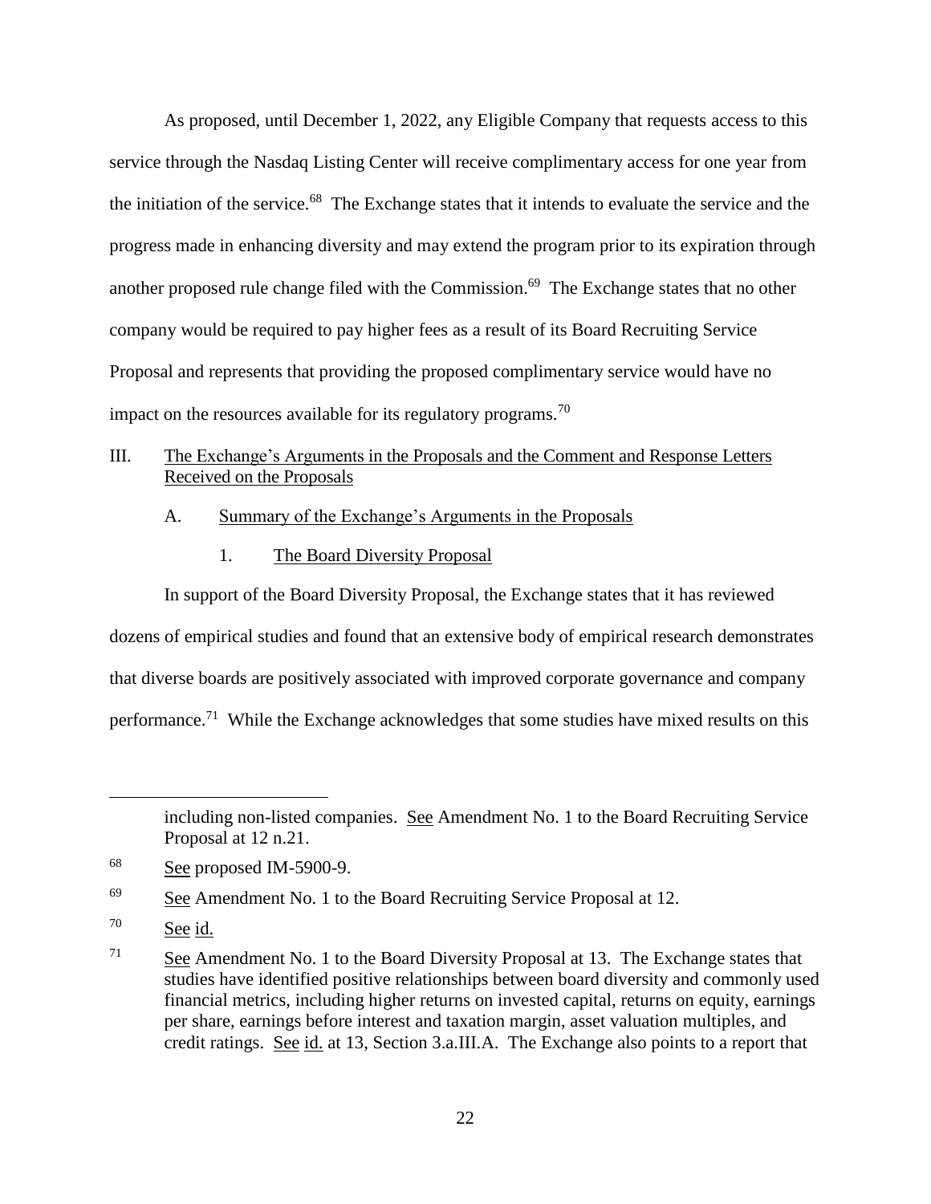As proposed, until December 1, 2022, any Eligible Company that requests access to this service through the Nasdaq Listing Center will receive complimentary access for one year from the initiation of the service.[68] The Exchange states that it intends to evaluate the service and the progress made in enhancing diversity and may extend the program prior to its expiration through another proposed rule change filed with the Commission.[69] The Exchange states that no other company would be required to pay higher fees as a result of its Board Recruiting Service Proposal and represents that providing the proposed complimentary service would have no impact on the resources available for its regulatory programs.[70]

## III. The Exchange's Arguments in the Proposals and the Comment and Response Letters Received on the Proposals

### A. Summary of the Exchange's Arguments in the Proposals

#### 1. The Board Diversity Proposal

In support of the Board Diversity Proposal, the Exchange states that it has reviewed dozens of empirical studies and found that an extensive body of empirical research demonstrates that diverse boards are positively associated with improved corporate governance and company performance.[71] While the Exchange acknowledges that some studies have mixed results on this

---

including non-listed companies. See Amendment No. 1 to the Board Recruiting Service Proposal at 12 n.21.

[68] See proposed IM-5900-9.

[69] See Amendment No. 1 to the Board Recruiting Service Proposal at 12.

[70] See id.

[71] See Amendment No. 1 to the Board Diversity Proposal at 13. The Exchange states that studies have identified positive relationships between board diversity and commonly used financial metrics, including higher returns on invested capital, returns on equity, earnings per share, earnings before interest and taxation margin, asset valuation multiples, and credit ratings. See id. at 13, Section 3.a.III.A. The Exchange also points to a report that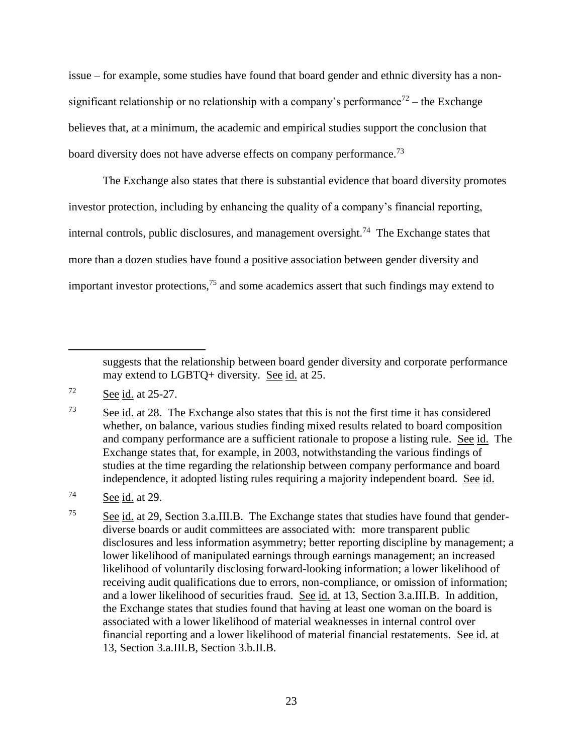issue – for example, some studies have found that board gender and ethnic diversity has a non-significant relationship or no relationship with a company's performance[72] – the Exchange believes that, at a minimum, the academic and empirical studies support the conclusion that board diversity does not have adverse effects on company performance.[73]

The Exchange also states that there is substantial evidence that board diversity promotes investor protection, including by enhancing the quality of a company's financial reporting, internal controls, public disclosures, and management oversight.[74] The Exchange states that more than a dozen studies have found a positive association between gender diversity and important investor protections,[75] and some academics assert that such findings may extend to

---

suggests that the relationship between board gender diversity and corporate performance may extend to LGBTQ+ diversity. See id. at 25.

[72] See id. at 25-27.

[73] See id. at 28. The Exchange also states that this is not the first time it has considered whether, on balance, various studies finding mixed results related to board composition and company performance are a sufficient rationale to propose a listing rule. See id. The Exchange states that, for example, in 2003, notwithstanding the various findings of studies at the time regarding the relationship between company performance and board independence, it adopted listing rules requiring a majority independent board. See id.

[74] See id. at 29.

[75] See id. at 29, Section 3.a.III.B. The Exchange states that studies have found that gender-diverse boards or audit committees are associated with: more transparent public disclosures and less information asymmetry; better reporting discipline by management; a lower likelihood of manipulated earnings through earnings management; an increased likelihood of voluntarily disclosing forward-looking information; a lower likelihood of receiving audit qualifications due to errors, non-compliance, or omission of information; and a lower likelihood of securities fraud. See id. at 13, Section 3.a.III.B. In addition, the Exchange states that studies found that having at least one woman on the board is associated with a lower likelihood of material weaknesses in internal control over financial reporting and a lower likelihood of material financial restatements. See id. at 13, Section 3.a.III.B, Section 3.b.II.B.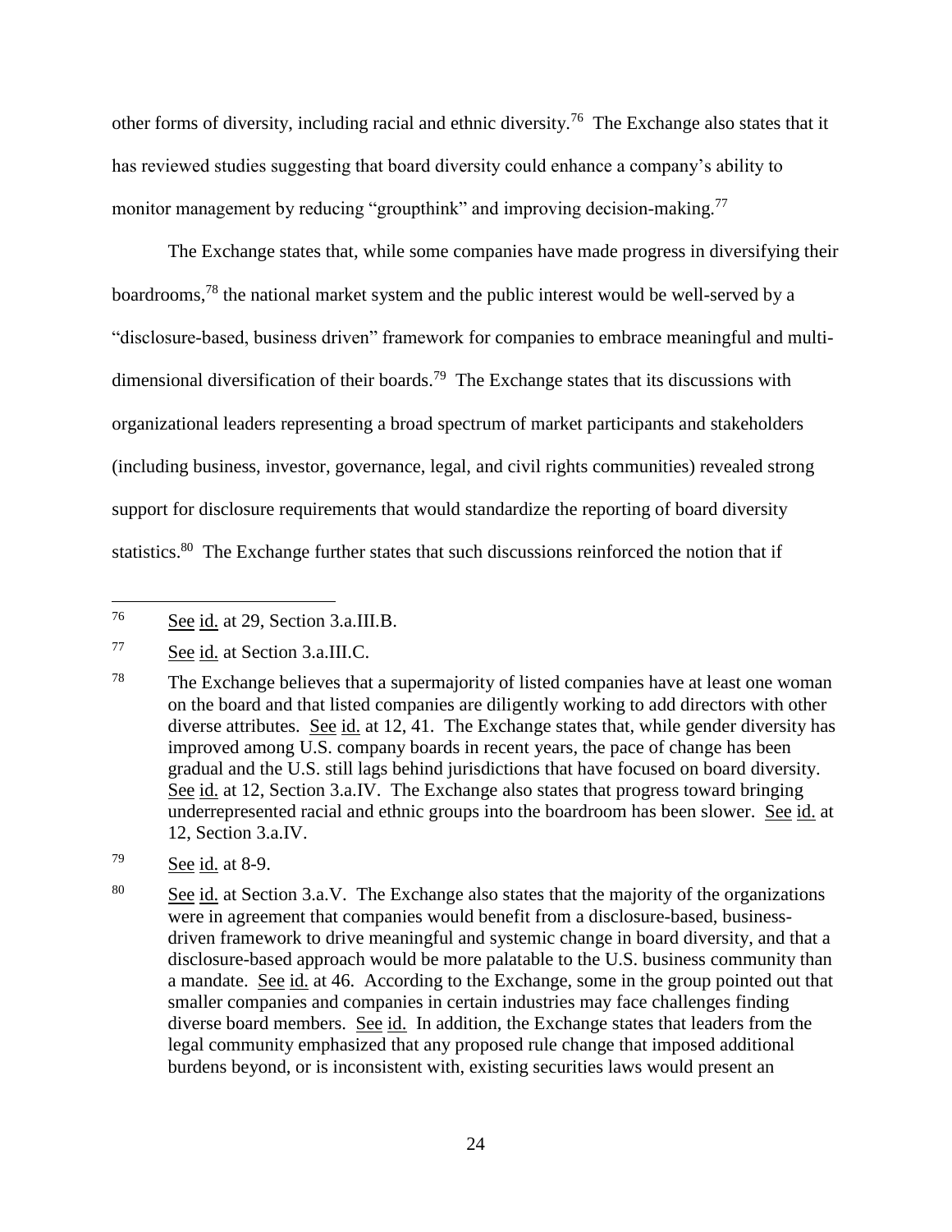other forms of diversity, including racial and ethnic diversity.[76] The Exchange also states that it has reviewed studies suggesting that board diversity could enhance a company's ability to monitor management by reducing "groupthink" and improving decision-making.[77]

The Exchange states that, while some companies have made progress in diversifying their boardrooms,[78] the national market system and the public interest would be well-served by a "disclosure-based, business driven" framework for companies to embrace meaningful and multi-dimensional diversification of their boards.[79] The Exchange states that its discussions with organizational leaders representing a broad spectrum of market participants and stakeholders (including business, investor, governance, legal, and civil rights communities) revealed strong support for disclosure requirements that would standardize the reporting of board diversity statistics.[80] The Exchange further states that such discussions reinforced the notion that if

---

[76] See id. at 29, Section 3.a.III.B.

[77] See id. at Section 3.a.III.C.

[78] The Exchange believes that a supermajority of listed companies have at least one woman on the board and that listed companies are diligently working to add directors with other diverse attributes. See id. at 12, 41. The Exchange states that, while gender diversity has improved among U.S. company boards in recent years, the pace of change has been gradual and the U.S. still lags behind jurisdictions that have focused on board diversity. See id. at 12, Section 3.a.IV. The Exchange also states that progress toward bringing underrepresented racial and ethnic groups into the boardroom has been slower. See id. at 12, Section 3.a.IV.

[79] See id. at 8-9.

[80] See id. at Section 3.a.V. The Exchange also states that the majority of the organizations were in agreement that companies would benefit from a disclosure-based, business-driven framework to drive meaningful and systemic change in board diversity, and that a disclosure-based approach would be more palatable to the U.S. business community than a mandate. See id. at 46. According to the Exchange, some in the group pointed out that smaller companies and companies in certain industries may face challenges finding diverse board members. See id. In addition, the Exchange states that leaders from the legal community emphasized that any proposed rule change that imposed additional burdens beyond, or is inconsistent with, existing securities laws would present an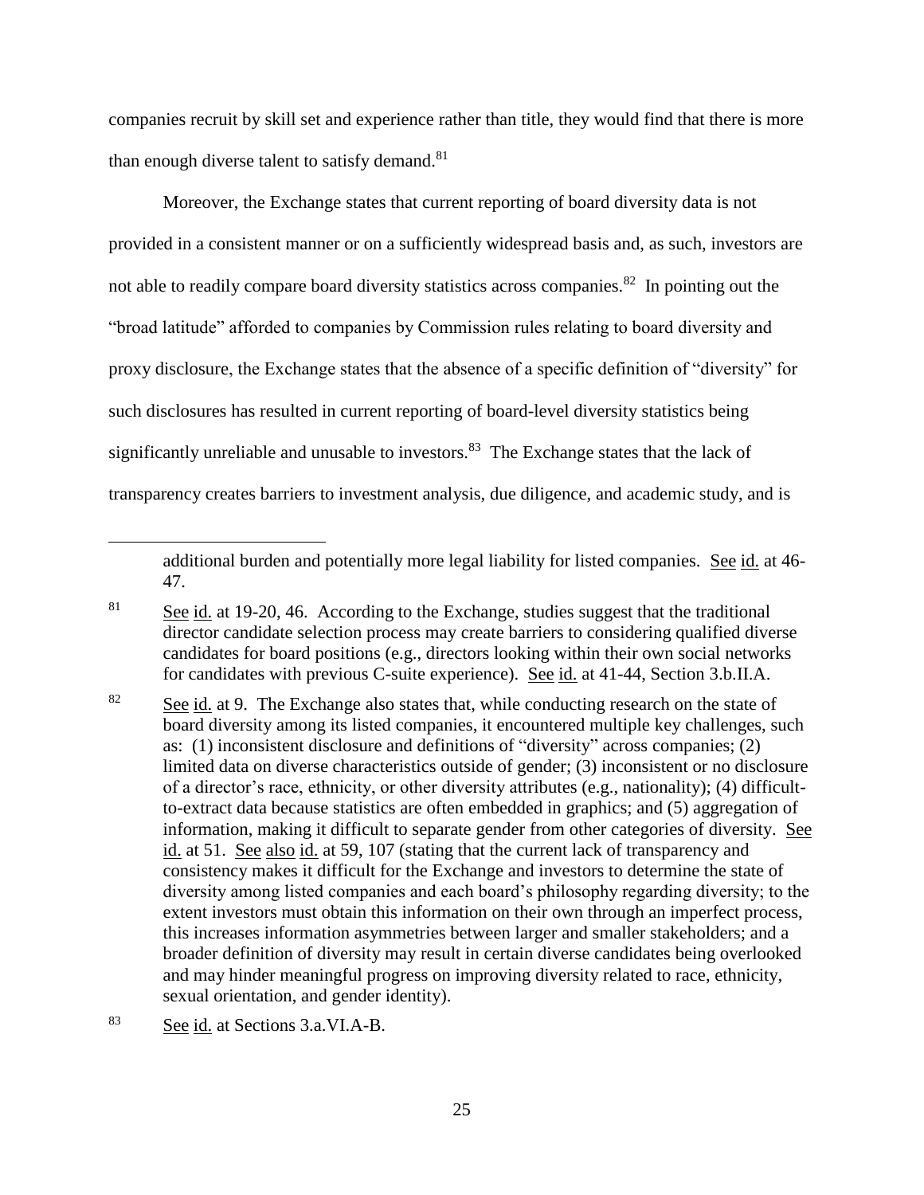companies recruit by skill set and experience rather than title, they would find that there is more than enough diverse talent to satisfy demand.[81]

Moreover, the Exchange states that current reporting of board diversity data is not provided in a consistent manner or on a sufficiently widespread basis and, as such, investors are not able to readily compare board diversity statistics across companies.[82] In pointing out the "broad latitude" afforded to companies by Commission rules relating to board diversity and proxy disclosure, the Exchange states that the absence of a specific definition of "diversity" for such disclosures has resulted in current reporting of board-level diversity statistics being significantly unreliable and unusable to investors.[83] The Exchange states that the lack of transparency creates barriers to investment analysis, due diligence, and academic study, and is

---

additional burden and potentially more legal liability for listed companies. See id. at 46-47.

[81] See id. at 19-20, 46. According to the Exchange, studies suggest that the traditional director candidate selection process may create barriers to considering qualified diverse candidates for board positions (e.g., directors looking within their own social networks for candidates with previous C-suite experience). See id. at 41-44, Section 3.b.II.A.

[82] See id. at 9. The Exchange also states that, while conducting research on the state of board diversity among its listed companies, it encountered multiple key challenges, such as: (1) inconsistent disclosure and definitions of "diversity" across companies; (2) limited data on diverse characteristics outside of gender; (3) inconsistent or no disclosure of a director's race, ethnicity, or other diversity attributes (e.g., nationality); (4) difficult-to-extract data because statistics are often embedded in graphics; and (5) aggregation of information, making it difficult to separate gender from other categories of diversity. See id. at 51. See also id. at 59, 107 (stating that the current lack of transparency and consistency makes it difficult for the Exchange and investors to determine the state of diversity among listed companies and each board's philosophy regarding diversity; to the extent investors must obtain this information on their own through an imperfect process, this increases information asymmetries between larger and smaller stakeholders; and a broader definition of diversity may result in certain diverse candidates being overlooked and may hinder meaningful progress on improving diversity related to race, ethnicity, sexual orientation, and gender identity).

[83] See id. at Sections 3.a.VI.A-B.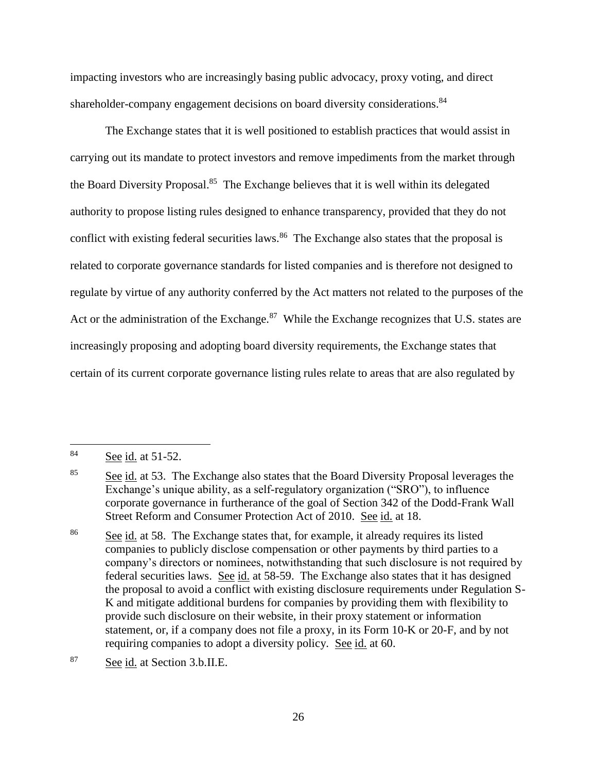impacting investors who are increasingly basing public advocacy, proxy voting, and direct shareholder-company engagement decisions on board diversity considerations.[84]

The Exchange states that it is well positioned to establish practices that would assist in carrying out its mandate to protect investors and remove impediments from the market through the Board Diversity Proposal.[85] The Exchange believes that it is well within its delegated authority to propose listing rules designed to enhance transparency, provided that they do not conflict with existing federal securities laws.[86] The Exchange also states that the proposal is related to corporate governance standards for listed companies and is therefore not designed to regulate by virtue of any authority conferred by the Act matters not related to the purposes of the Act or the administration of the Exchange.[87] While the Exchange recognizes that U.S. states are increasingly proposing and adopting board diversity requirements, the Exchange states that certain of its current corporate governance listing rules relate to areas that are also regulated by

---

[84] See id. at 51-52.

[85] See id. at 53. The Exchange also states that the Board Diversity Proposal leverages the Exchange's unique ability, as a self-regulatory organization ("SRO"), to influence corporate governance in furtherance of the goal of Section 342 of the Dodd-Frank Wall Street Reform and Consumer Protection Act of 2010. See id. at 18.

[86] See id. at 58. The Exchange states that, for example, it already requires its listed companies to publicly disclose compensation or other payments by third parties to a company's directors or nominees, notwithstanding that such disclosure is not required by federal securities laws. See id. at 58-59. The Exchange also states that it has designed the proposal to avoid a conflict with existing disclosure requirements under Regulation S-K and mitigate additional burdens for companies by providing them with flexibility to provide such disclosure on their website, in their proxy statement or information statement, or, if a company does not file a proxy, in its Form 10-K or 20-F, and by not requiring companies to adopt a diversity policy. See id. at 60.

[87] See id. at Section 3.b.II.E.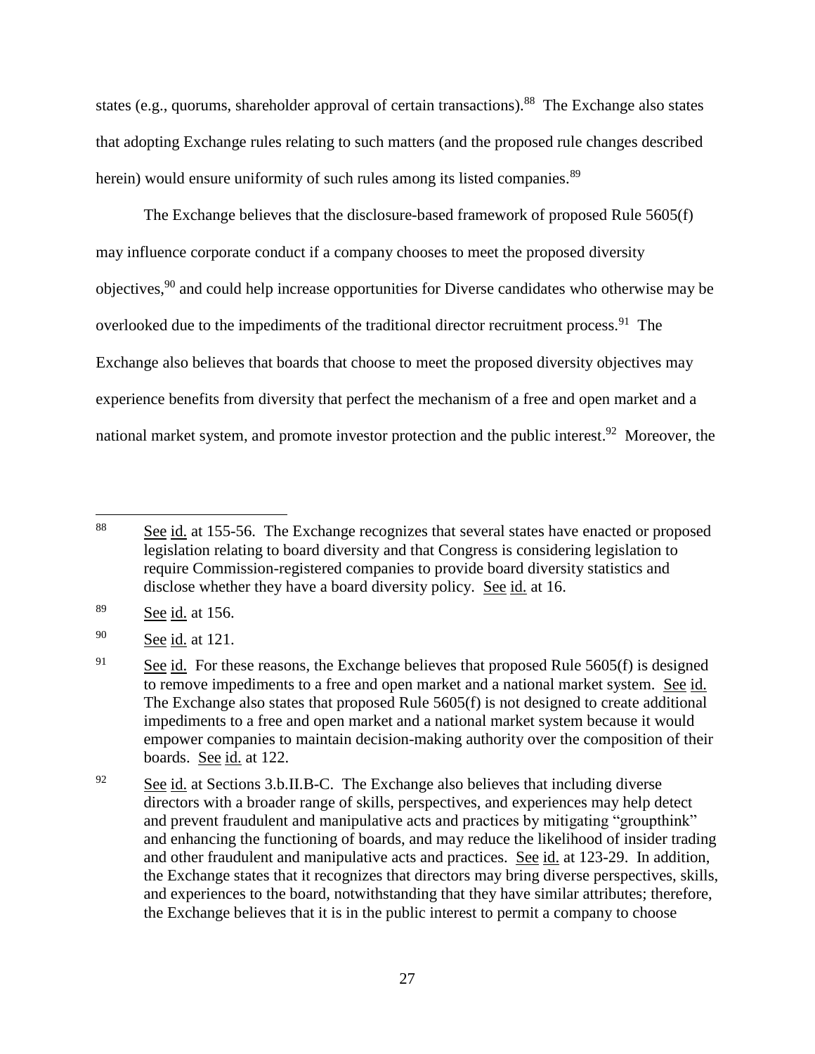states (e.g., quorums, shareholder approval of certain transactions).[88] The Exchange also states that adopting Exchange rules relating to such matters (and the proposed rule changes described herein) would ensure uniformity of such rules among its listed companies.[89]

The Exchange believes that the disclosure-based framework of proposed Rule 5605(f) may influence corporate conduct if a company chooses to meet the proposed diversity objectives,[90] and could help increase opportunities for Diverse candidates who otherwise may be overlooked due to the impediments of the traditional director recruitment process.[91] The Exchange also believes that boards that choose to meet the proposed diversity objectives may experience benefits from diversity that perfect the mechanism of a free and open market and a national market system, and promote investor protection and the public interest.[92] Moreover, the

---

[88] See id. at 155-56. The Exchange recognizes that several states have enacted or proposed legislation relating to board diversity and that Congress is considering legislation to require Commission-registered companies to provide board diversity statistics and disclose whether they have a board diversity policy. See id. at 16.

[89] See id. at 156.

[90] See id. at 121.

[91] See id. For these reasons, the Exchange believes that proposed Rule 5605(f) is designed to remove impediments to a free and open market and a national market system. See id. The Exchange also states that proposed Rule 5605(f) is not designed to create additional impediments to a free and open market and a national market system because it would empower companies to maintain decision-making authority over the composition of their boards. See id. at 122.

[92] See id. at Sections 3.b.II.B-C. The Exchange also believes that including diverse directors with a broader range of skills, perspectives, and experiences may help detect and prevent fraudulent and manipulative acts and practices by mitigating "groupthink" and enhancing the functioning of boards, and may reduce the likelihood of insider trading and other fraudulent and manipulative acts and practices. See id. at 123-29. In addition, the Exchange states that it recognizes that directors may bring diverse perspectives, skills, and experiences to the board, notwithstanding that they have similar attributes; therefore, the Exchange believes that it is in the public interest to permit a company to choose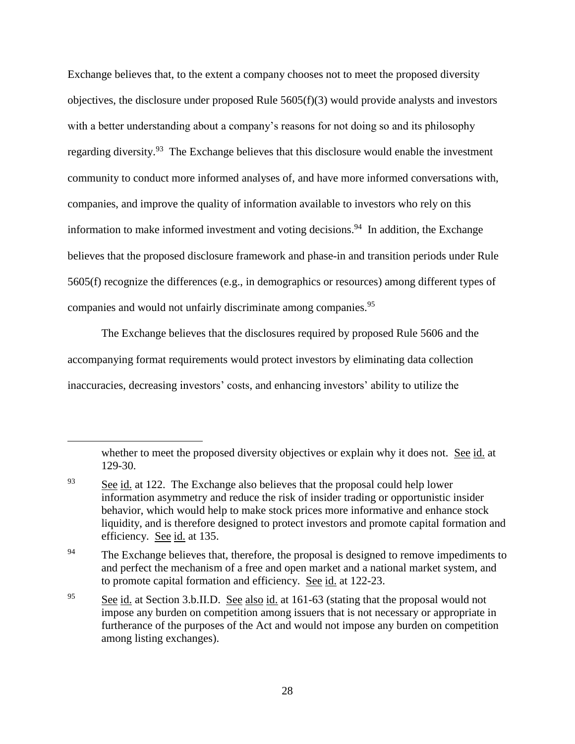Exchange believes that, to the extent a company chooses not to meet the proposed diversity objectives, the disclosure under proposed Rule 5605(f)(3) would provide analysts and investors with a better understanding about a company's reasons for not doing so and its philosophy regarding diversity.[93] The Exchange believes that this disclosure would enable the investment community to conduct more informed analyses of, and have more informed conversations with, companies, and improve the quality of information available to investors who rely on this information to make informed investment and voting decisions.[94] In addition, the Exchange believes that the proposed disclosure framework and phase-in and transition periods under Rule 5605(f) recognize the differences (e.g., in demographics or resources) among different types of companies and would not unfairly discriminate among companies.[95]

The Exchange believes that the disclosures required by proposed Rule 5606 and the accompanying format requirements would protect investors by eliminating data collection inaccuracies, decreasing investors' costs, and enhancing investors' ability to utilize the

---

whether to meet the proposed diversity objectives or explain why it does not. See id. at 129-30.

[93] See id. at 122. The Exchange also believes that the proposal could help lower information asymmetry and reduce the risk of insider trading or opportunistic insider behavior, which would help to make stock prices more informative and enhance stock liquidity, and is therefore designed to protect investors and promote capital formation and efficiency. See id. at 135.

[94] The Exchange believes that, therefore, the proposal is designed to remove impediments to and perfect the mechanism of a free and open market and a national market system, and to promote capital formation and efficiency. See id. at 122-23.

[95] See id. at Section 3.b.II.D. See also id. at 161-63 (stating that the proposal would not impose any burden on competition among issuers that is not necessary or appropriate in furtherance of the purposes of the Act and would not impose any burden on competition among listing exchanges).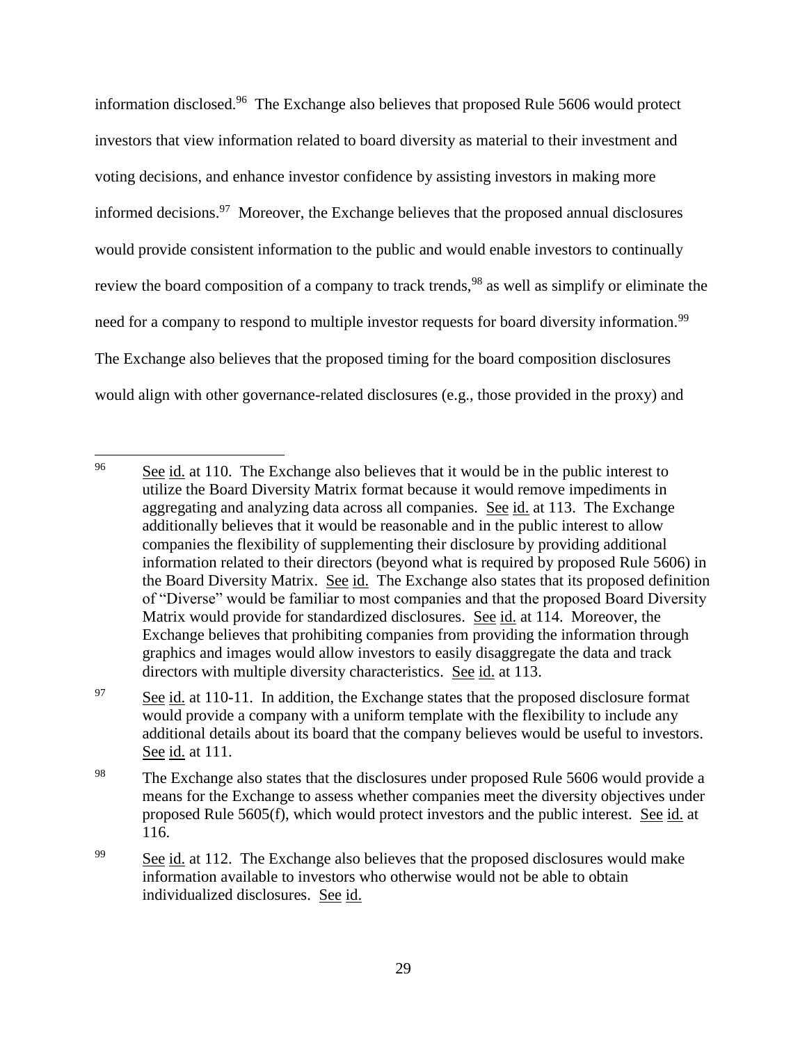information disclosed.[96] The Exchange also believes that proposed Rule 5606 would protect investors that view information related to board diversity as material to their investment and voting decisions, and enhance investor confidence by assisting investors in making more informed decisions.[97] Moreover, the Exchange believes that the proposed annual disclosures would provide consistent information to the public and would enable investors to continually review the board composition of a company to track trends,[98] as well as simplify or eliminate the need for a company to respond to multiple investor requests for board diversity information.[99] The Exchange also believes that the proposed timing for the board composition disclosures would align with other governance-related disclosures (e.g., those provided in the proxy) and

---

[96] See id. at 110. The Exchange also believes that it would be in the public interest to utilize the Board Diversity Matrix format because it would remove impediments in aggregating and analyzing data across all companies. See id. at 113. The Exchange additionally believes that it would be reasonable and in the public interest to allow companies the flexibility of supplementing their disclosure by providing additional information related to their directors (beyond what is required by proposed Rule 5606) in the Board Diversity Matrix. See id. The Exchange also states that its proposed definition of "Diverse" would be familiar to most companies and that the proposed Board Diversity Matrix would provide for standardized disclosures. See id. at 114. Moreover, the Exchange believes that prohibiting companies from providing the information through graphics and images would allow investors to easily disaggregate the data and track directors with multiple diversity characteristics. See id. at 113.

[97] See id. at 110-11. In addition, the Exchange states that the proposed disclosure format would provide a company with a uniform template with the flexibility to include any additional details about its board that the company believes would be useful to investors. See id. at 111.

[98] The Exchange also states that the disclosures under proposed Rule 5606 would provide a means for the Exchange to assess whether companies meet the diversity objectives under proposed Rule 5605(f), which would protect investors and the public interest. See id. at 116.

[99] See id. at 112. The Exchange also believes that the proposed disclosures would make information available to investors who otherwise would not be able to obtain individualized disclosures. See id.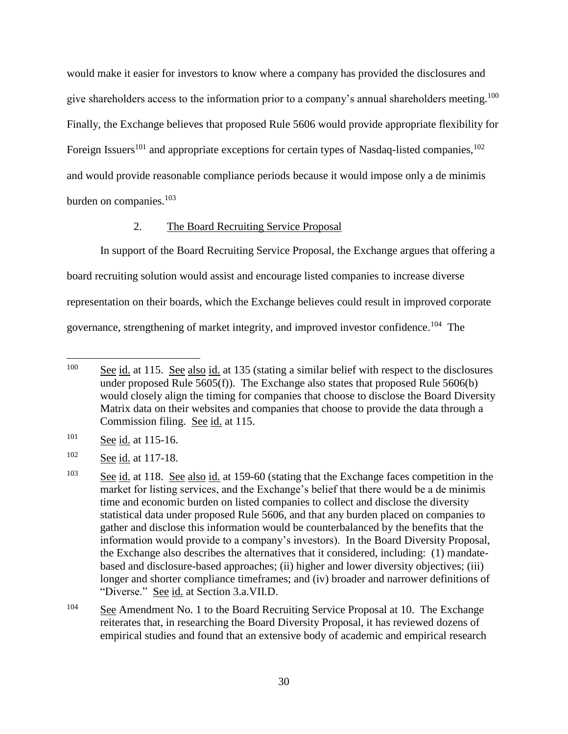would make it easier for investors to know where a company has provided the disclosures and give shareholders access to the information prior to a company's annual shareholders meeting.[100] Finally, the Exchange believes that proposed Rule 5606 would provide appropriate flexibility for Foreign Issuers[101] and appropriate exceptions for certain types of Nasdaq-listed companies,[102] and would provide reasonable compliance periods because it would impose only a de minimis burden on companies.[103]

### 2. The Board Recruiting Service Proposal

In support of the Board Recruiting Service Proposal, the Exchange argues that offering a board recruiting solution would assist and encourage listed companies to increase diverse representation on their boards, which the Exchange believes could result in improved corporate governance, strengthening of market integrity, and improved investor confidence.[104] The

---

[100] See id. at 115. See also id. at 135 (stating a similar belief with respect to the disclosures under proposed Rule 5605(f)). The Exchange also states that proposed Rule 5606(b) would closely align the timing for companies that choose to disclose the Board Diversity Matrix data on their websites and companies that choose to provide the data through a Commission filing. See id. at 115.

[101] See id. at 115-16.

[102] See id. at 117-18.

[103] See id. at 118. See also id. at 159-60 (stating that the Exchange faces competition in the market for listing services, and the Exchange's belief that there would be a de minimis time and economic burden on listed companies to collect and disclose the diversity statistical data under proposed Rule 5606, and that any burden placed on companies to gather and disclose this information would be counterbalanced by the benefits that the information would provide to a company's investors). In the Board Diversity Proposal, the Exchange also describes the alternatives that it considered, including: (1) mandate-based and disclosure-based approaches; (ii) higher and lower diversity objectives; (iii) longer and shorter compliance timeframes; and (iv) broader and narrower definitions of "Diverse." See id. at Section 3.a.VII.D.

[104] See Amendment No. 1 to the Board Recruiting Service Proposal at 10. The Exchange reiterates that, in researching the Board Diversity Proposal, it has reviewed dozens of empirical studies and found that an extensive body of academic and empirical research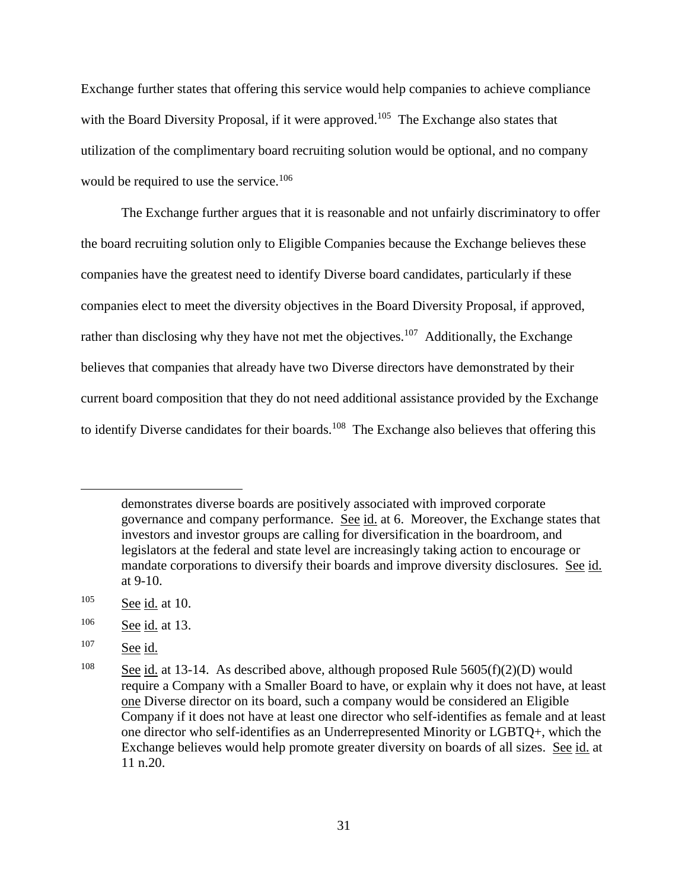Exchange further states that offering this service would help companies to achieve compliance with the Board Diversity Proposal, if it were approved.[105] The Exchange also states that utilization of the complimentary board recruiting solution would be optional, and no company would be required to use the service.[106]

The Exchange further argues that it is reasonable and not unfairly discriminatory to offer the board recruiting solution only to Eligible Companies because the Exchange believes these companies have the greatest need to identify Diverse board candidates, particularly if these companies elect to meet the diversity objectives in the Board Diversity Proposal, if approved, rather than disclosing why they have not met the objectives.[107] Additionally, the Exchange believes that companies that already have two Diverse directors have demonstrated by their current board composition that they do not need additional assistance provided by the Exchange to identify Diverse candidates for their boards.[108] The Exchange also believes that offering this

---

demonstrates diverse boards are positively associated with improved corporate governance and company performance. See id. at 6. Moreover, the Exchange states that investors and investor groups are calling for diversification in the boardroom, and legislators at the federal and state level are increasingly taking action to encourage or mandate corporations to diversify their boards and improve diversity disclosures. See id. at 9-10.

[105] See id. at 10.

[106] See id. at 13.

[107] See id.

[108] See id. at 13-14. As described above, although proposed Rule 5605(f)(2)(D) would require a Company with a Smaller Board to have, or explain why it does not have, at least one Diverse director on its board, such a company would be considered an Eligible Company if it does not have at least one director who self-identifies as female and at least one director who self-identifies as an Underrepresented Minority or LGBTQ+, which the Exchange believes would help promote greater diversity on boards of all sizes. See id. at 11 n.20.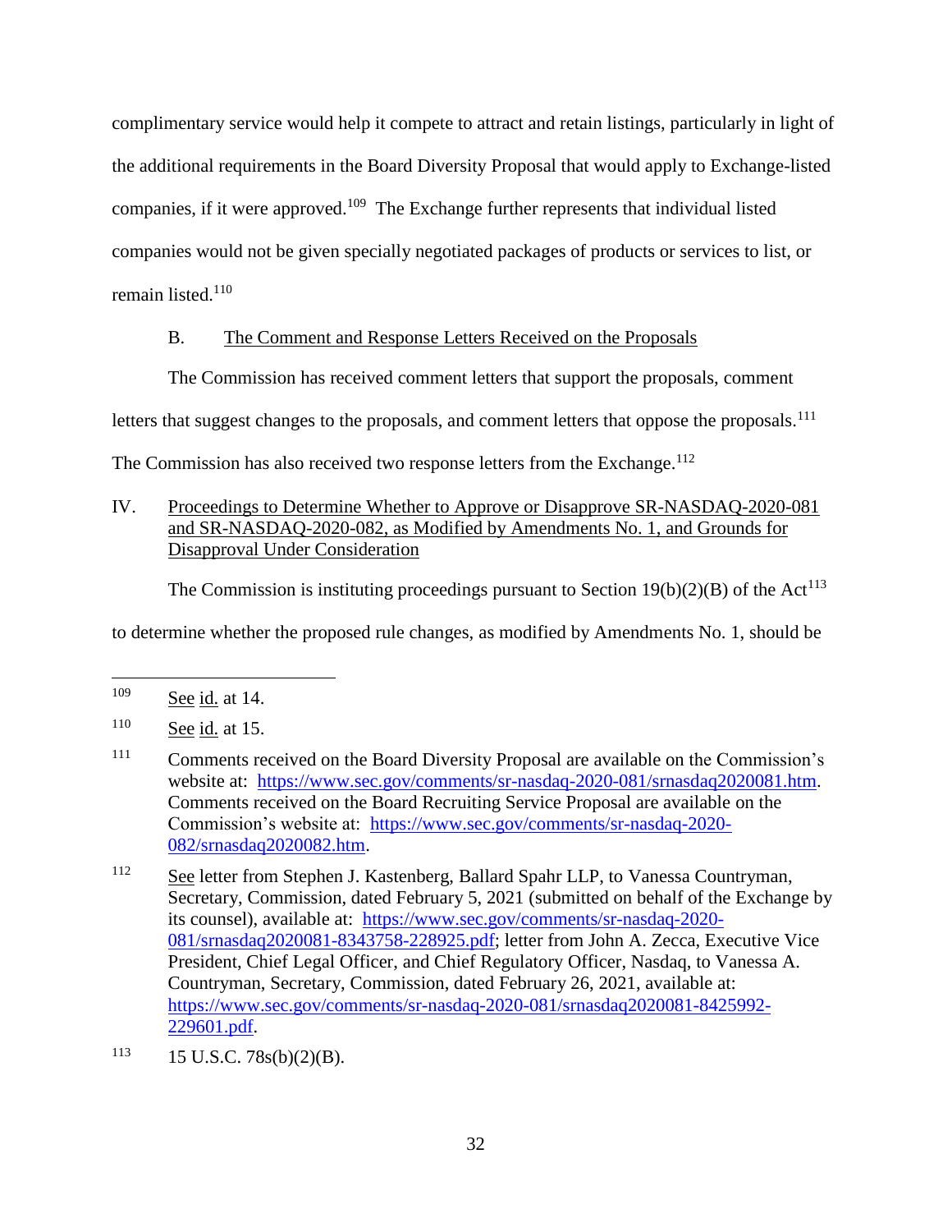complimentary service would help it compete to attract and retain listings, particularly in light of the additional requirements in the Board Diversity Proposal that would apply to Exchange-listed companies, if it were approved.[109] The Exchange further represents that individual listed companies would not be given specially negotiated packages of products or services to list, or remain listed.[110]

### B. The Comment and Response Letters Received on the Proposals

The Commission has received comment letters that support the proposals, comment letters that suggest changes to the proposals, and comment letters that oppose the proposals.[111] The Commission has also received two response letters from the Exchange.[112]

## IV. Proceedings to Determine Whether to Approve or Disapprove SR-NASDAQ-2020-081 and SR-NASDAQ-2020-082, as Modified by Amendments No. 1, and Grounds for Disapproval Under Consideration

The Commission is instituting proceedings pursuant to Section 19(b)(2)(B) of the Act[113] to determine whether the proposed rule changes, as modified by Amendments No. 1, should be

---

[109] See id. at 14.

[110] See id. at 15.

[111] Comments received on the Board Diversity Proposal are available on the Commission's website at: https://www.sec.gov/comments/sr-nasdaq-2020-081/srnasdaq2020081.htm. Comments received on the Board Recruiting Service Proposal are available on the Commission's website at: https://www.sec.gov/comments/sr-nasdaq-2020-082/srnasdaq2020082.htm.

[112] See letter from Stephen J. Kastenberg, Ballard Spahr LLP, to Vanessa Countryman, Secretary, Commission, dated February 5, 2021 (submitted on behalf of the Exchange by its counsel), available at: https://www.sec.gov/comments/sr-nasdaq-2020-081/srnasdaq2020081-8343758-228925.pdf; letter from John A. Zecca, Executive Vice President, Chief Legal Officer, and Chief Regulatory Officer, Nasdaq, to Vanessa A. Countryman, Secretary, Commission, dated February 26, 2021, available at: https://www.sec.gov/comments/sr-nasdaq-2020-081/srnasdaq2020081-8425992-229601.pdf.

[113] 15 U.S.C. 78s(b)(2)(B).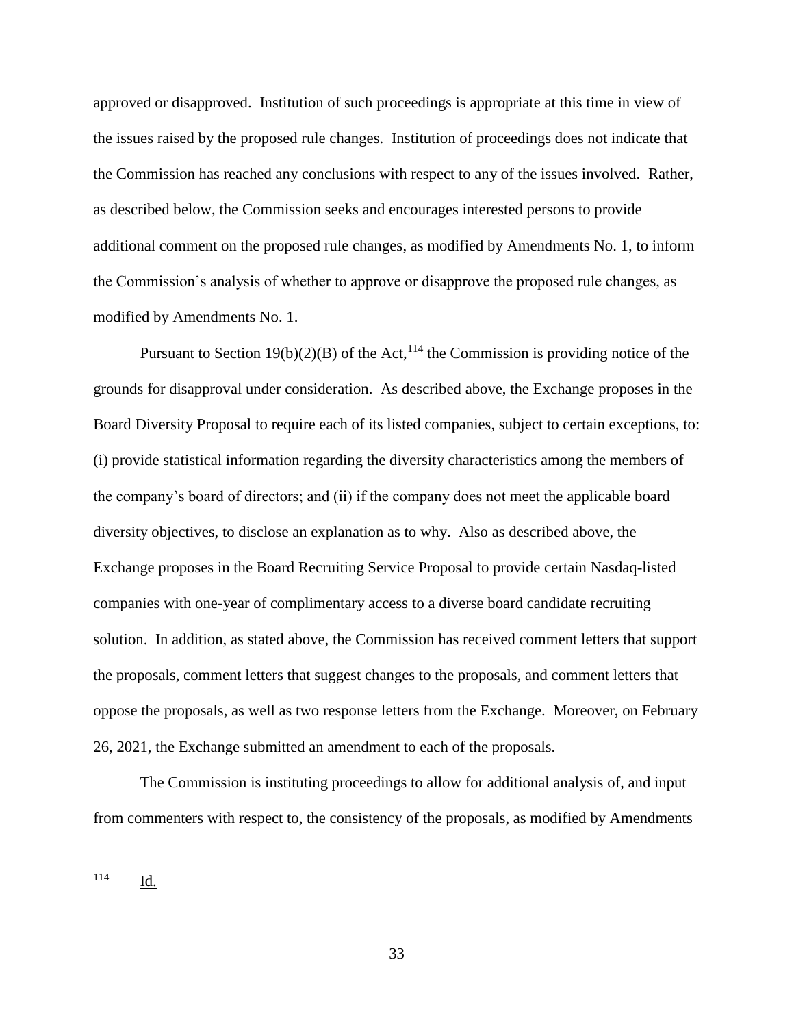approved or disapproved. Institution of such proceedings is appropriate at this time in view of the issues raised by the proposed rule changes. Institution of proceedings does not indicate that the Commission has reached any conclusions with respect to any of the issues involved. Rather, as described below, the Commission seeks and encourages interested persons to provide additional comment on the proposed rule changes, as modified by Amendments No. 1, to inform the Commission's analysis of whether to approve or disapprove the proposed rule changes, as modified by Amendments No. 1.

Pursuant to Section 19(b)(2)(B) of the Act,[114] the Commission is providing notice of the grounds for disapproval under consideration. As described above, the Exchange proposes in the Board Diversity Proposal to require each of its listed companies, subject to certain exceptions, to: (i) provide statistical information regarding the diversity characteristics among the members of the company's board of directors; and (ii) if the company does not meet the applicable board diversity objectives, to disclose an explanation as to why. Also as described above, the Exchange proposes in the Board Recruiting Service Proposal to provide certain Nasdaq-listed companies with one-year of complimentary access to a diverse board candidate recruiting solution. In addition, as stated above, the Commission has received comment letters that support the proposals, comment letters that suggest changes to the proposals, and comment letters that oppose the proposals, as well as two response letters from the Exchange. Moreover, on February 26, 2021, the Exchange submitted an amendment to each of the proposals.

The Commission is instituting proceedings to allow for additional analysis of, and input from commenters with respect to, the consistency of the proposals, as modified by Amendments

---

[114] Id.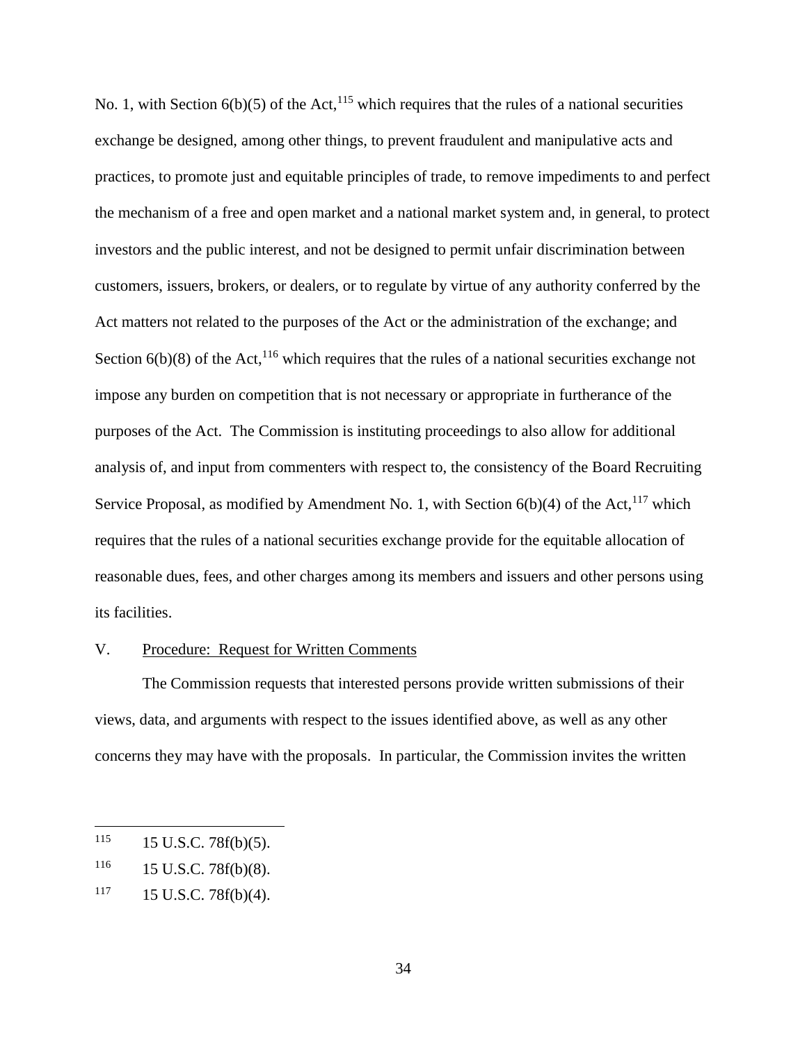No. 1, with Section 6(b)(5) of the Act,[115] which requires that the rules of a national securities exchange be designed, among other things, to prevent fraudulent and manipulative acts and practices, to promote just and equitable principles of trade, to remove impediments to and perfect the mechanism of a free and open market and a national market system and, in general, to protect investors and the public interest, and not be designed to permit unfair discrimination between customers, issuers, brokers, or dealers, or to regulate by virtue of any authority conferred by the Act matters not related to the purposes of the Act or the administration of the exchange; and Section 6(b)(8) of the Act,[116] which requires that the rules of a national securities exchange not impose any burden on competition that is not necessary or appropriate in furtherance of the purposes of the Act. The Commission is instituting proceedings to also allow for additional analysis of, and input from commenters with respect to, the consistency of the Board Recruiting Service Proposal, as modified by Amendment No. 1, with Section 6(b)(4) of the Act,[117] which requires that the rules of a national securities exchange provide for the equitable allocation of reasonable dues, fees, and other charges among its members and issuers and other persons using its facilities.

## V. Procedure: Request for Written Comments

The Commission requests that interested persons provide written submissions of their views, data, and arguments with respect to the issues identified above, as well as any other concerns they may have with the proposals. In particular, the Commission invites the written

---

[115] 15 U.S.C. 78f(b)(5).

[116] 15 U.S.C. 78f(b)(8).

[117] 15 U.S.C. 78f(b)(4).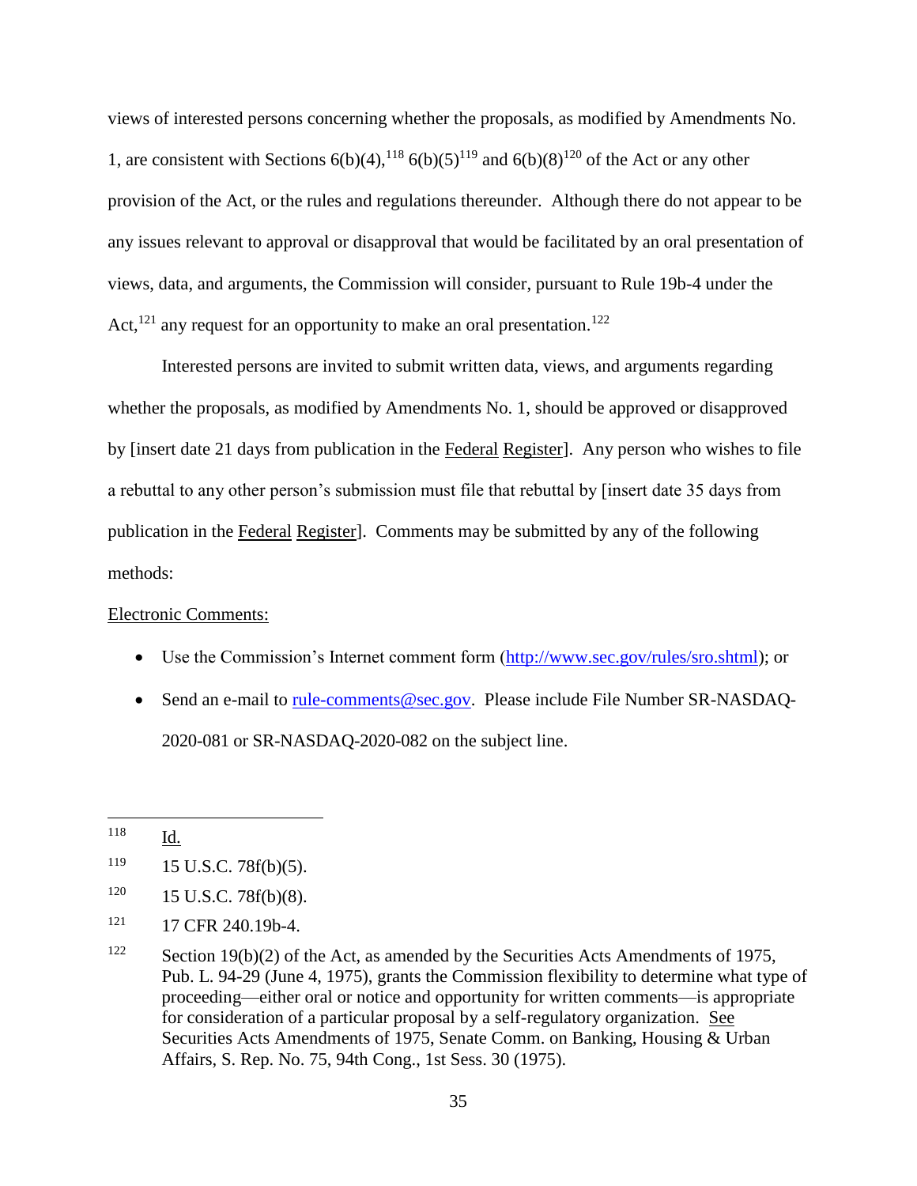views of interested persons concerning whether the proposals, as modified by Amendments No. 1, are consistent with Sections 6(b)(4),[118] 6(b)(5)[119] and 6(b)(8)[120] of the Act or any other provision of the Act, or the rules and regulations thereunder. Although there do not appear to be any issues relevant to approval or disapproval that would be facilitated by an oral presentation of views, data, and arguments, the Commission will consider, pursuant to Rule 19b-4 under the Act,[121] any request for an opportunity to make an oral presentation.[122]

Interested persons are invited to submit written data, views, and arguments regarding whether the proposals, as modified by Amendments No. 1, should be approved or disapproved by [insert date 21 days from publication in the Federal Register]. Any person who wishes to file a rebuttal to any other person's submission must file that rebuttal by [insert date 35 days from publication in the Federal Register]. Comments may be submitted by any of the following methods:

Electronic Comments:

- Use the Commission's Internet comment form (http://www.sec.gov/rules/sro.shtml); or
- Send an e-mail to rule-comments@sec.gov. Please include File Number SR-NASDAQ-2020-081 or SR-NASDAQ-2020-082 on the subject line.

---

[118] Id.

[119] 15 U.S.C. 78f(b)(5).

[120] 15 U.S.C. 78f(b)(8).

[121] 17 CFR 240.19b-4.

[122] Section 19(b)(2) of the Act, as amended by the Securities Acts Amendments of 1975, Pub. L. 94-29 (June 4, 1975), grants the Commission flexibility to determine what type of proceeding—either oral or notice and opportunity for written comments—is appropriate for consideration of a particular proposal by a self-regulatory organization. See Securities Acts Amendments of 1975, Senate Comm. on Banking, Housing & Urban Affairs, S. Rep. No. 75, 94th Cong., 1st Sess. 30 (1975).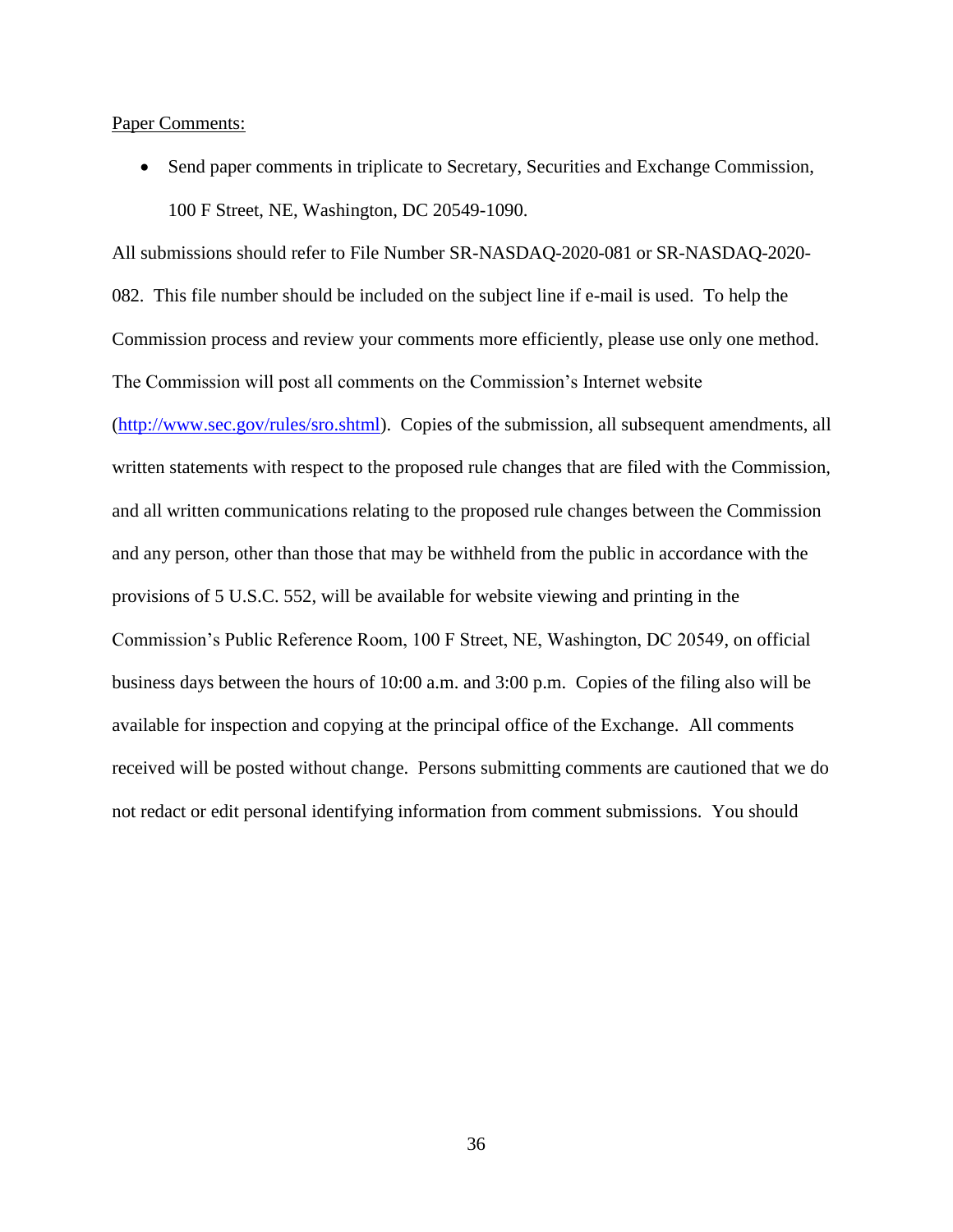Paper Comments:

- Send paper comments in triplicate to Secretary, Securities and Exchange Commission, 100 F Street, NE, Washington, DC 20549-1090.

All submissions should refer to File Number SR-NASDAQ-2020-081 or SR-NASDAQ-2020-082. This file number should be included on the subject line if e-mail is used. To help the Commission process and review your comments more efficiently, please use only one method. The Commission will post all comments on the Commission's Internet website (http://www.sec.gov/rules/sro.shtml). Copies of the submission, all subsequent amendments, all written statements with respect to the proposed rule changes that are filed with the Commission, and all written communications relating to the proposed rule changes between the Commission and any person, other than those that may be withheld from the public in accordance with the provisions of 5 U.S.C. 552, will be available for website viewing and printing in the Commission's Public Reference Room, 100 F Street, NE, Washington, DC 20549, on official business days between the hours of 10:00 a.m. and 3:00 p.m. Copies of the filing also will be available for inspection and copying at the principal office of the Exchange. All comments received will be posted without change. Persons submitting comments are cautioned that we do not redact or edit personal identifying information from comment submissions. You should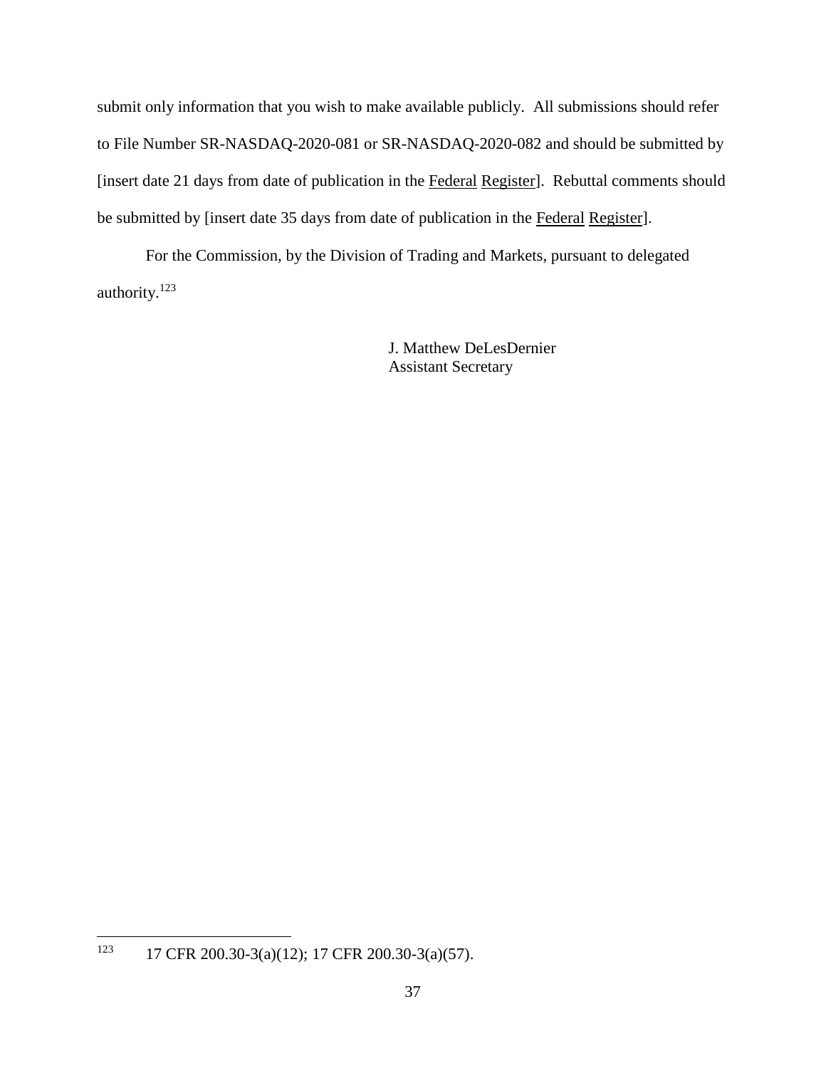submit only information that you wish to make available publicly. All submissions should refer to File Number SR-NASDAQ-2020-081 or SR-NASDAQ-2020-082 and should be submitted by [insert date 21 days from date of publication in the Federal Register]. Rebuttal comments should be submitted by [insert date 35 days from date of publication in the Federal Register].

For the Commission, by the Division of Trading and Markets, pursuant to delegated authority.[123]

J. Matthew DeLesDernier
Assistant Secretary

---

[123] 17 CFR 200.30-3(a)(12); 17 CFR 200.30-3(a)(57).